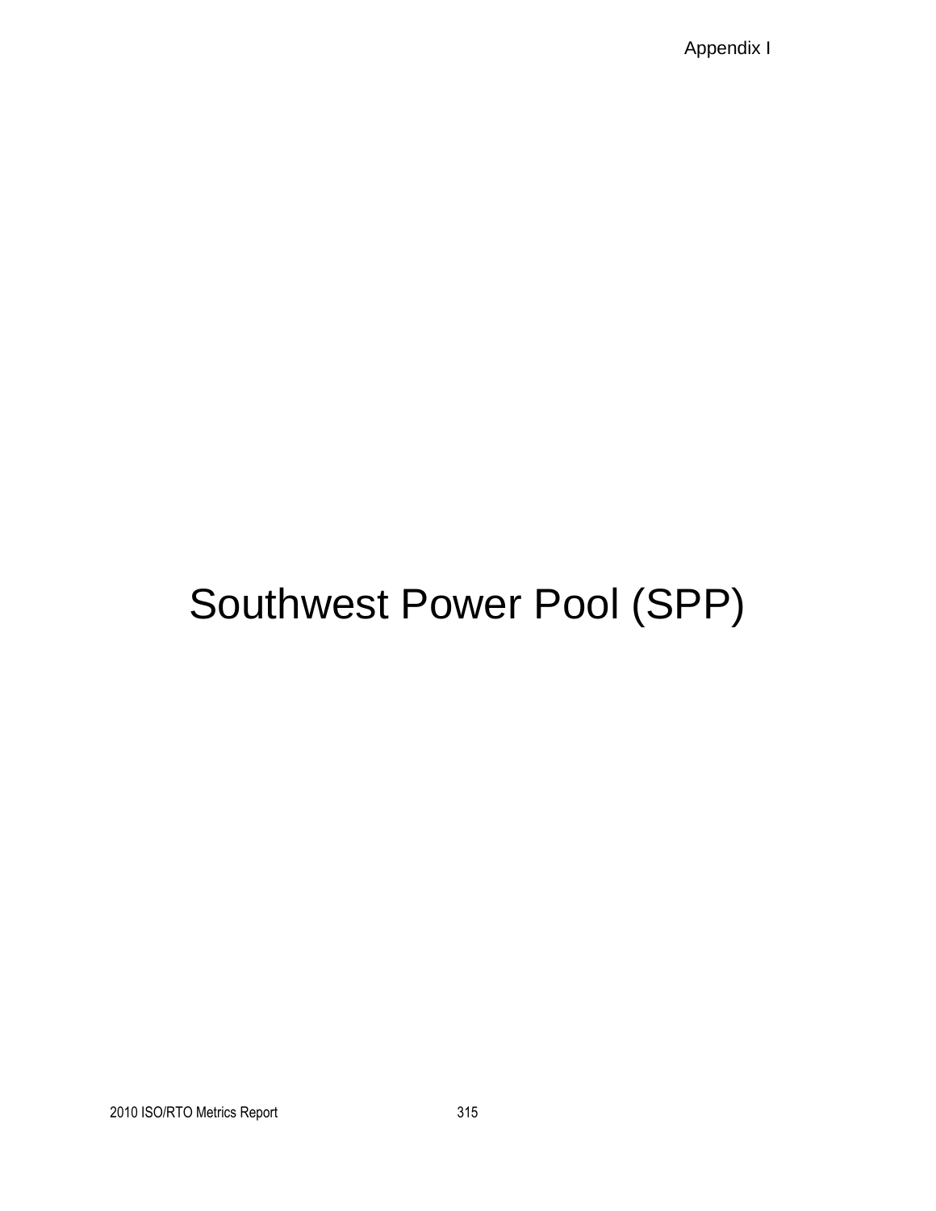# Southwest Power Pool (SPP)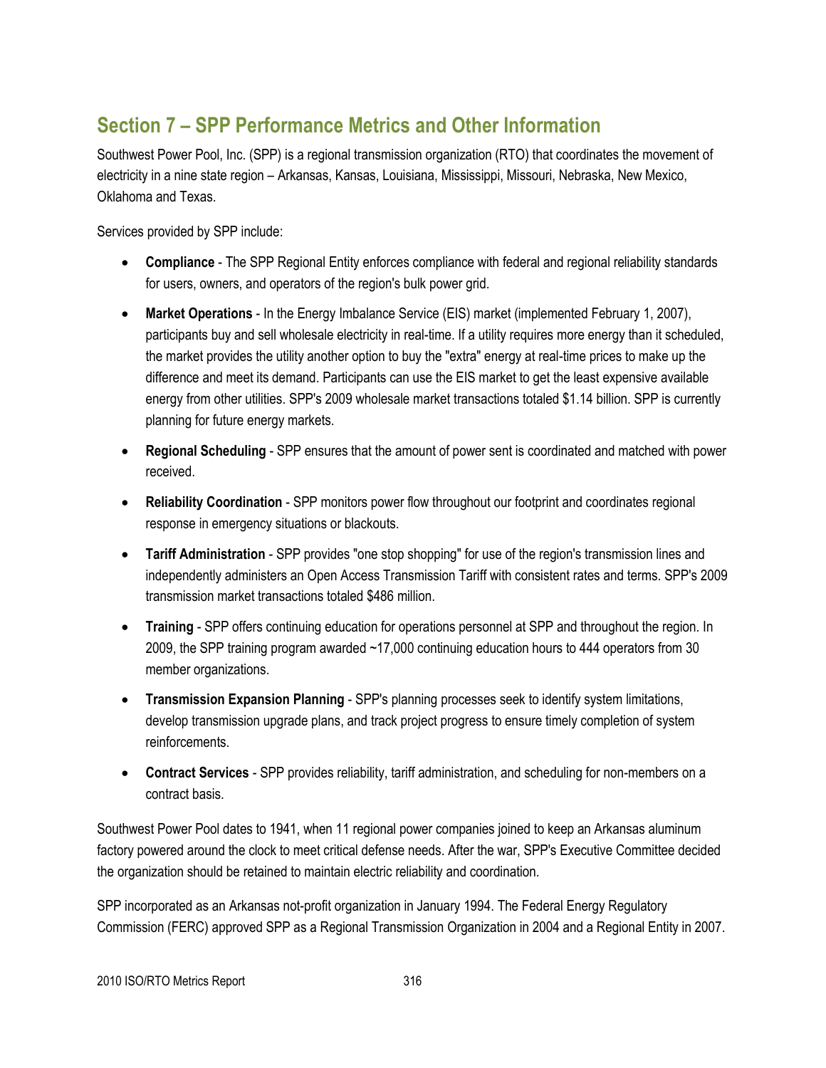## Section 7 – SPP Performance Metrics and Other Information

Southwest Power Pool, Inc. (SPP) is a regional transmission organization (RTO) that coordinates the movement of electricity in a nine state region – Arkansas, Kansas, Louisiana, Mississippi, Missouri, Nebraska, New Mexico, Oklahoma and Texas.

Services provided by SPP include:

- **Compliance** - The SPP Regional Entity enforces compliance with federal and regional reliability standards for users, owners, and operators of the region's bulk power grid.
- **Market Operations** - In the Energy Imbalance Service (EIS) market (implemented February 1, 2007), participants buy and sell wholesale electricity in real-time. If a utility requires more energy than it scheduled, the market provides the utility another option to buy the "extra" energy at real-time prices to make up the difference and meet its demand. Participants can use the EIS market to get the least expensive available energy from other utilities. SPP's 2009 wholesale market transactions totaled $1.14 billion. SPP is currently planning for future energy markets.
- **Regional Scheduling** - SPP ensures that the amount of power sent is coordinated and matched with power received.
- **Reliability Coordination** - SPP monitors power flow throughout our footprint and coordinates regional response in emergency situations or blackouts.
- **Tariff Administration** - SPP provides "one stop shopping" for use of the region's transmission lines and independently administers an Open Access Transmission Tariff with consistent rates and terms. SPP's 2009 transmission market transactions totaled $486 million.
- **Training** - SPP offers continuing education for operations personnel at SPP and throughout the region. In 2009, the SPP training program awarded ~17,000 continuing education hours to 444 operators from 30 member organizations.
- **Transmission Expansion Planning** - SPP's planning processes seek to identify system limitations, develop transmission upgrade plans, and track project progress to ensure timely completion of system reinforcements.
- **Contract Services** - SPP provides reliability, tariff administration, and scheduling for non-members on a contract basis.

Southwest Power Pool dates to 1941, when 11 regional power companies joined to keep an Arkansas aluminum factory powered around the clock to meet critical defense needs. After the war, SPP's Executive Committee decided the organization should be retained to maintain electric reliability and coordination.

SPP incorporated as an Arkansas not-profit organization in January 1994. The Federal Energy Regulatory Commission (FERC) approved SPP as a Regional Transmission Organization in 2004 and a Regional Entity in 2007.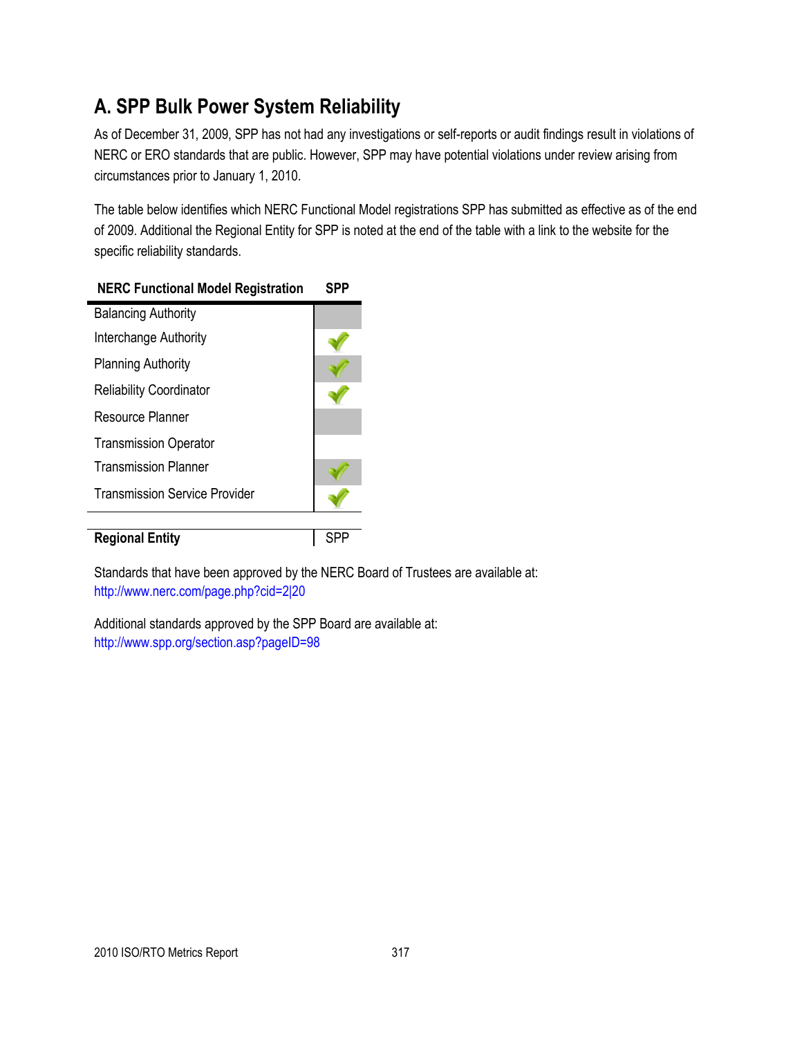## A. SPP Bulk Power System Reliability

As of December 31, 2009, SPP has not had any investigations or self-reports or audit findings result in violations of NERC or ERO standards that are public. However, SPP may have potential violations under review arising from circumstances prior to January 1, 2010.

The table below identifies which NERC Functional Model registrations SPP has submitted as effective as of the end of 2009. Additional the Regional Entity for SPP is noted at the end of the table with a link to the website for the specific reliability standards.

| NERC Functional Model Registration | SPP |
|---|---|
| Balancing Authority | |
| Interchange Authority | ✓ |
| Planning Authority | ✓ |
| Reliability Coordinator | ✓ |
| Resource Planner | |
| Transmission Operator | |
| Transmission Planner | ✓ |
| Transmission Service Provider | ✓ |
| **Regional Entity** | SPP |

Standards that have been approved by the NERC Board of Trustees are available at:
http://www.nerc.com/page.php?cid=2|20

Additional standards approved by the SPP Board are available at:
http://www.spp.org/section.asp?pageID=98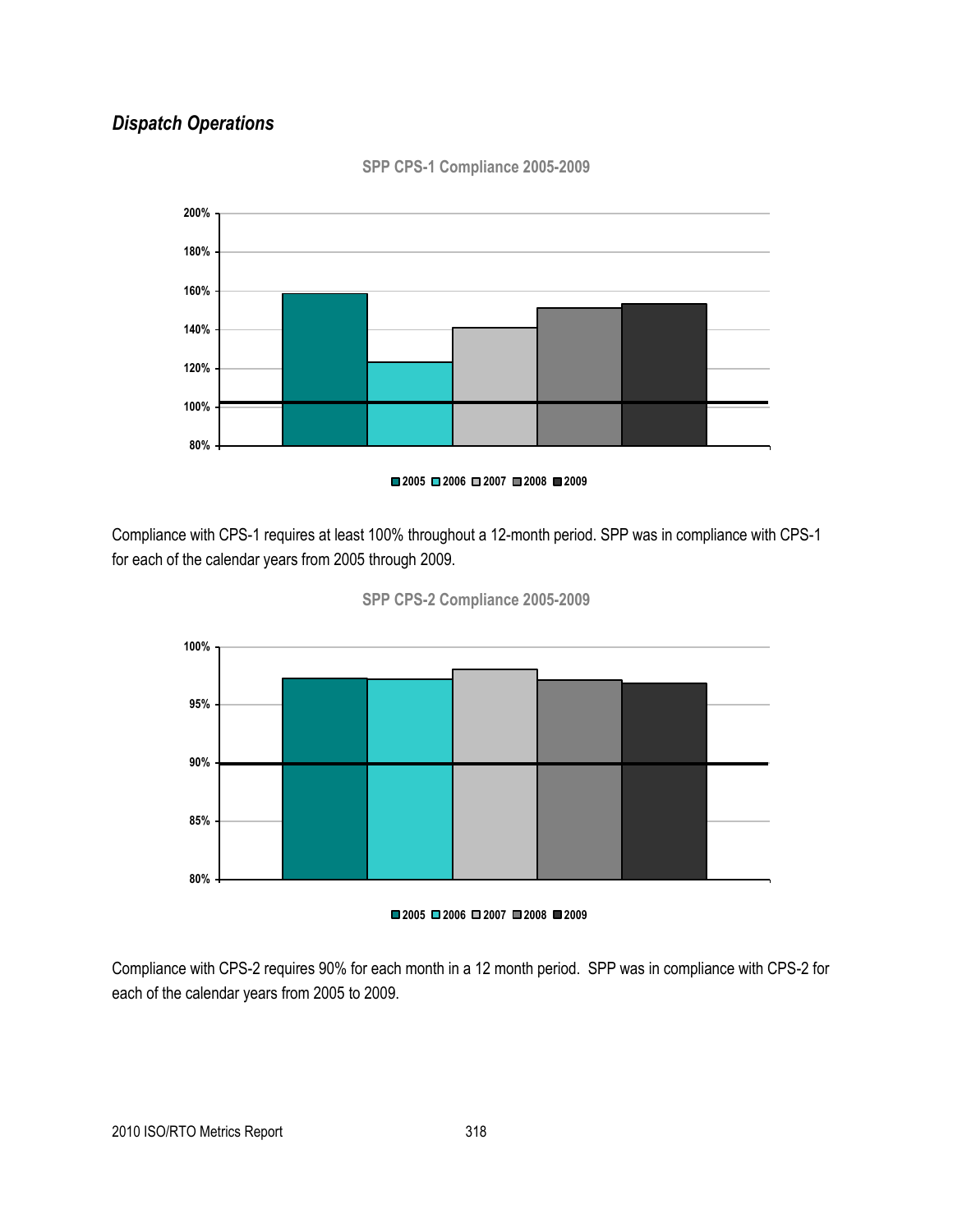## *Dispatch Operations*

**SPP CPS-1 Compliance 2005-2009**

Compliance with CPS-1 requires at least 100% throughout a 12-month period. SPP was in compliance with CPS-1 for each of the calendar years from 2005 through 2009.

**SPP CPS-2 Compliance 2005-2009**

Compliance with CPS-2 requires 90% for each month in a 12 month period. SPP was in compliance with CPS-2 for each of the calendar years from 2005 to 2009.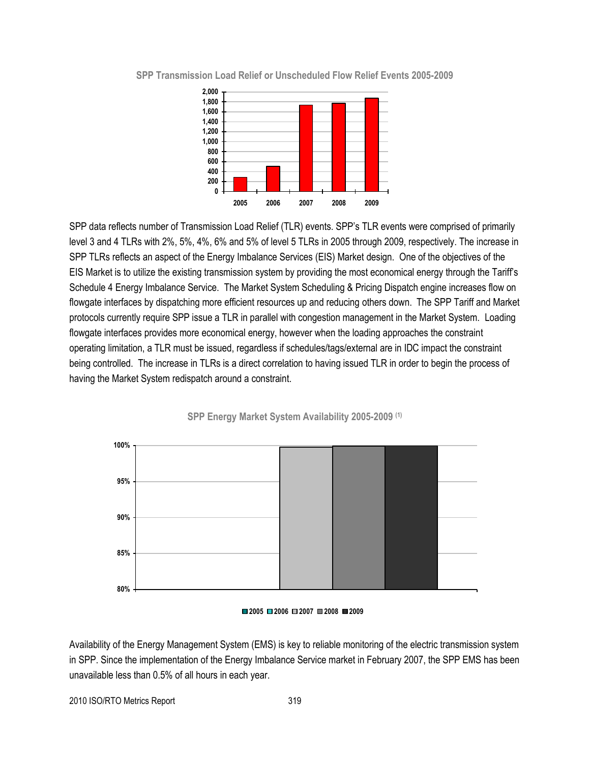**SPP Transmission Load Relief or Unscheduled Flow Relief Events 2005-2009**

SPP data reflects number of Transmission Load Relief (TLR) events. SPP's TLR events were comprised of primarily level 3 and 4 TLRs with 2%, 5%, 4%, 6% and 5% of level 5 TLRs in 2005 through 2009, respectively. The increase in SPP TLRs reflects an aspect of the Energy Imbalance Services (EIS) Market design. One of the objectives of the EIS Market is to utilize the existing transmission system by providing the most economical energy through the Tariff's Schedule 4 Energy Imbalance Service. The Market System Scheduling & Pricing Dispatch engine increases flow on flowgate interfaces by dispatching more efficient resources up and reducing others down. The SPP Tariff and Market protocols currently require SPP issue a TLR in parallel with congestion management in the Market System. Loading flowgate interfaces provides more economical energy, however when the loading approaches the constraint operating limitation, a TLR must be issued, regardless if schedules/tags/external are in IDC impact the constraint being controlled. The increase in TLRs is a direct correlation to having issued TLR in order to begin the process of having the Market System redispatch around a constraint.

**SPP Energy Market System Availability 2005-2009** (1)

Availability of the Energy Management System (EMS) is key to reliable monitoring of the electric transmission system in SPP. Since the implementation of the Energy Imbalance Service market in February 2007, the SPP EMS has been unavailable less than 0.5% of all hours in each year.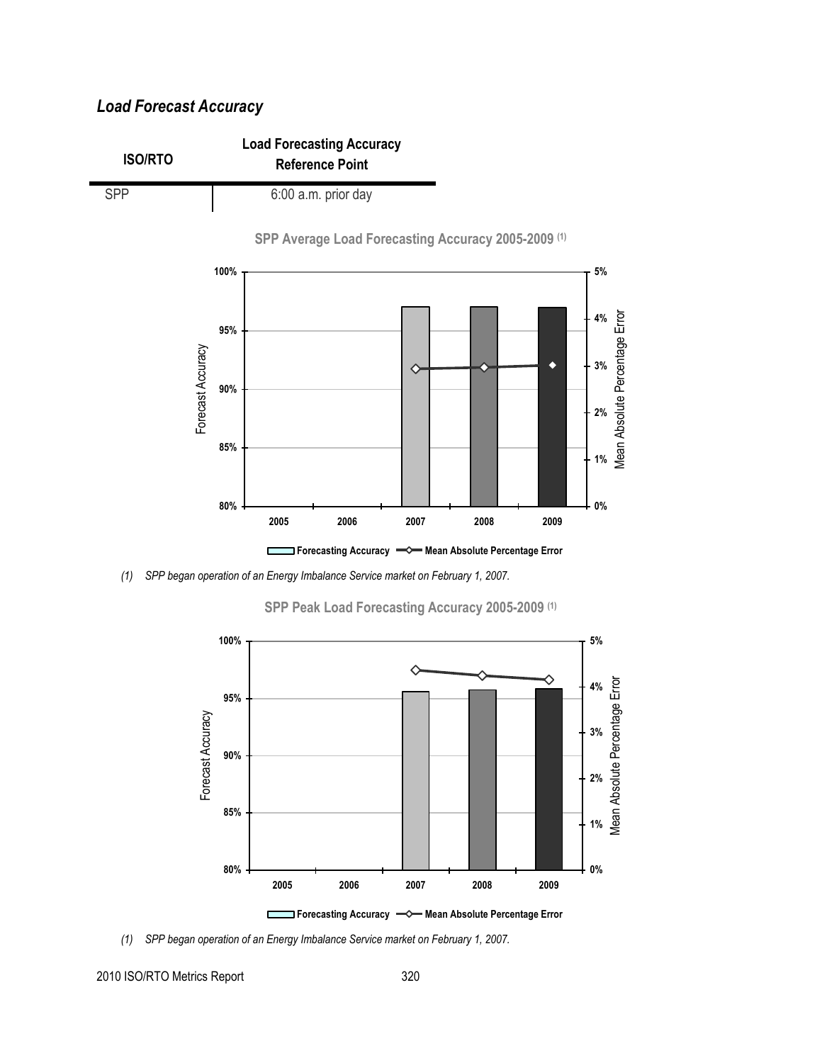## *Load Forecast Accuracy*

| ISO/RTO | Load Forecasting Accuracy Reference Point |
|---|---|
| SPP | 6:00 a.m. prior day |

**SPP Average Load Forecasting Accuracy 2005-2009 (1)**

*(1) SPP began operation of an Energy Imbalance Service market on February 1, 2007.*

**SPP Peak Load Forecasting Accuracy 2005-2009 (1)**

*(1) SPP began operation of an Energy Imbalance Service market on February 1, 2007.*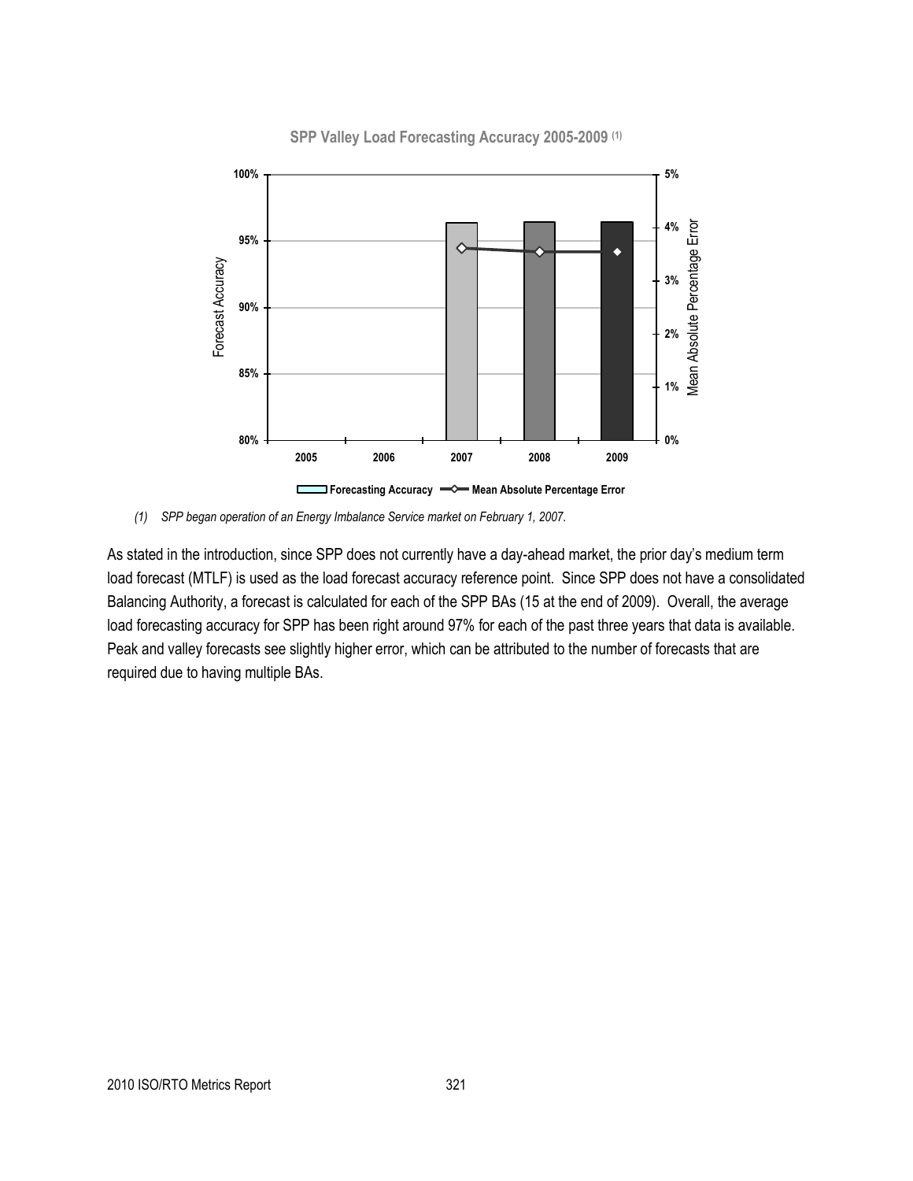**SPP Valley Load Forecasting Accuracy 2005-2009 (1)**

*(1) SPP began operation of an Energy Imbalance Service market on February 1, 2007.*

As stated in the introduction, since SPP does not currently have a day-ahead market, the prior day's medium term load forecast (MTLF) is used as the load forecast accuracy reference point. Since SPP does not have a consolidated Balancing Authority, a forecast is calculated for each of the SPP BAs (15 at the end of 2009). Overall, the average load forecasting accuracy for SPP has been right around 97% for each of the past three years that data is available. Peak and valley forecasts see slightly higher error, which can be attributed to the number of forecasts that are required due to having multiple BAs.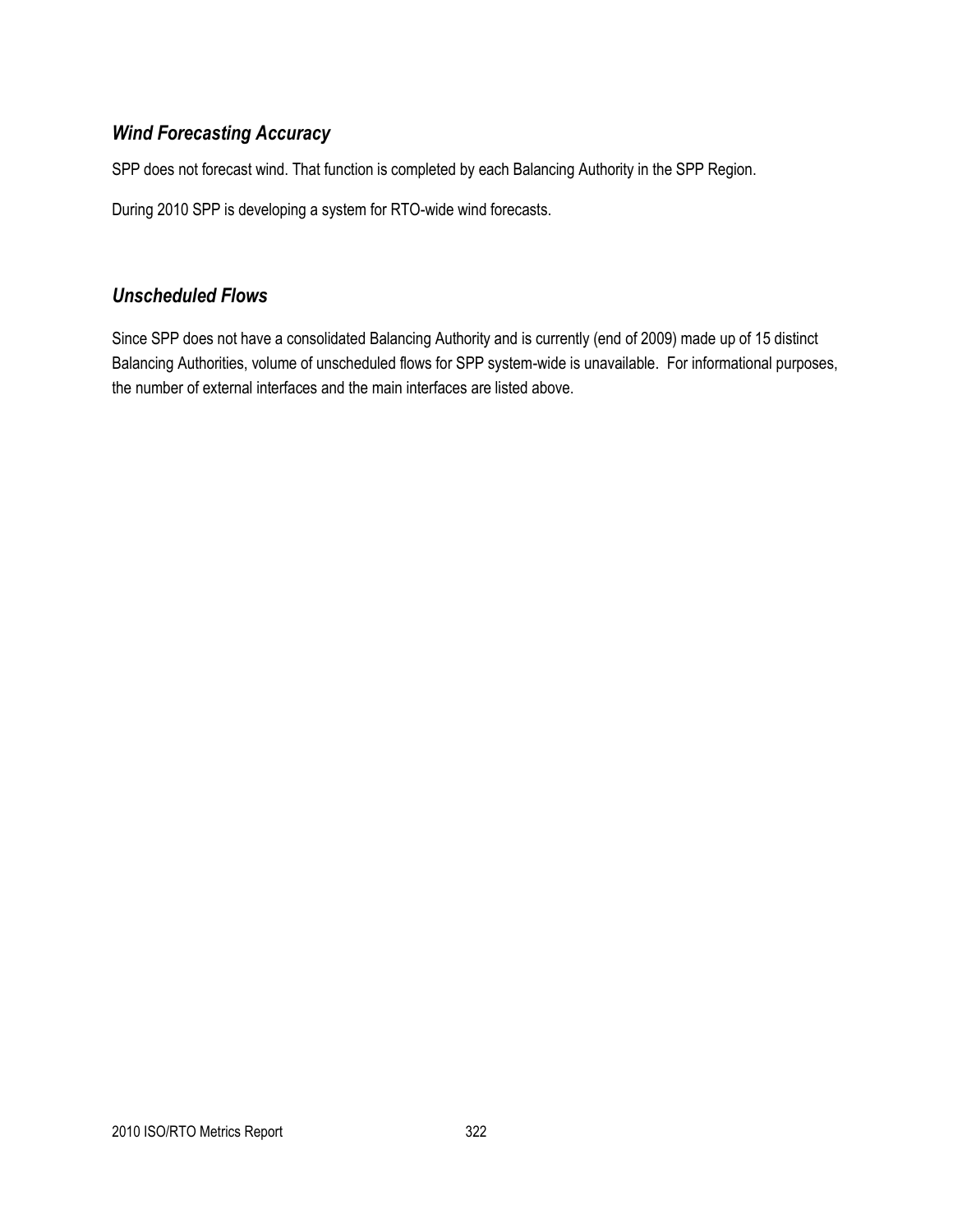### *Wind Forecasting Accuracy*

SPP does not forecast wind. That function is completed by each Balancing Authority in the SPP Region.

During 2010 SPP is developing a system for RTO-wide wind forecasts.

### *Unscheduled Flows*

Since SPP does not have a consolidated Balancing Authority and is currently (end of 2009) made up of 15 distinct Balancing Authorities, volume of unscheduled flows for SPP system-wide is unavailable. For informational purposes, the number of external interfaces and the main interfaces are listed above.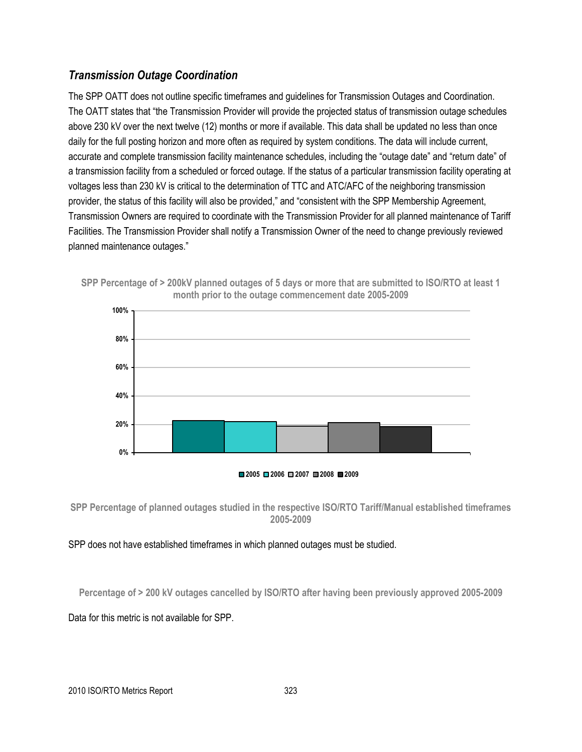### *Transmission Outage Coordination*

The SPP OATT does not outline specific timeframes and guidelines for Transmission Outages and Coordination. The OATT states that "the Transmission Provider will provide the projected status of transmission outage schedules above 230 kV over the next twelve (12) months or more if available. This data shall be updated no less than once daily for the full posting horizon and more often as required by system conditions. The data will include current, accurate and complete transmission facility maintenance schedules, including the "outage date" and "return date" of a transmission facility from a scheduled or forced outage. If the status of a particular transmission facility operating at voltages less than 230 kV is critical to the determination of TTC and ATC/AFC of the neighboring transmission provider, the status of this facility will also be provided," and "consistent with the SPP Membership Agreement, Transmission Owners are required to coordinate with the Transmission Provider for all planned maintenance of Tariff Facilities. The Transmission Provider shall notify a Transmission Owner of the need to change previously reviewed planned maintenance outages."

**SPP Percentage of > 200kV planned outages of 5 days or more that are submitted to ISO/RTO at least 1 month prior to the outage commencement date 2005-2009**

100%
80%
60%
40%
20%
0%

2005 2006 2007 2008 2009

**SPP Percentage of planned outages studied in the respective ISO/RTO Tariff/Manual established timeframes 2005-2009**

SPP does not have established timeframes in which planned outages must be studied.

**Percentage of > 200 kV outages cancelled by ISO/RTO after having been previously approved 2005-2009**

Data for this metric is not available for SPP.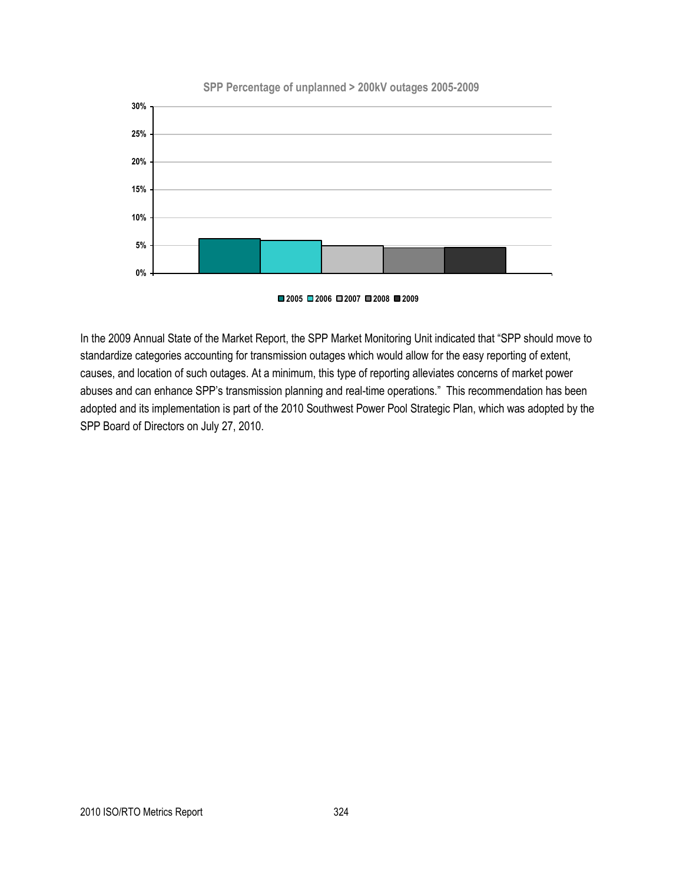SPP Percentage of unplanned > 200kV outages 2005-2009

In the 2009 Annual State of the Market Report, the SPP Market Monitoring Unit indicated that "SPP should move to standardize categories accounting for transmission outages which would allow for the easy reporting of extent, causes, and location of such outages. At a minimum, this type of reporting alleviates concerns of market power abuses and can enhance SPP's transmission planning and real-time operations." This recommendation has been adopted and its implementation is part of the 2010 Southwest Power Pool Strategic Plan, which was adopted by the SPP Board of Directors on July 27, 2010.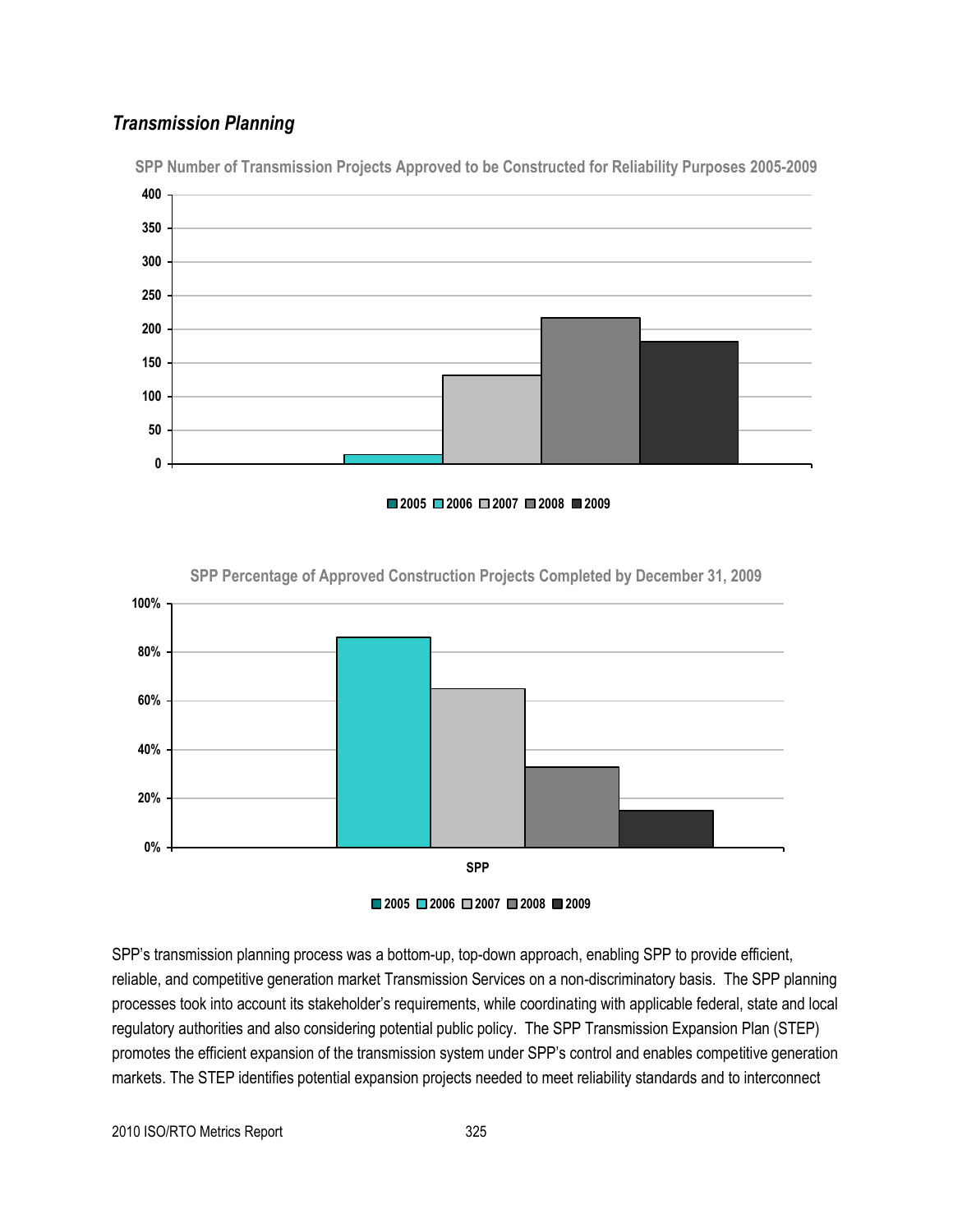## *Transmission Planning*

SPP Number of Transmission Projects Approved to be Constructed for Reliability Purposes 2005-2009

SPP Percentage of Approved Construction Projects Completed by December 31, 2009

SPP's transmission planning process was a bottom-up, top-down approach, enabling SPP to provide efficient, reliable, and competitive generation market Transmission Services on a non-discriminatory basis. The SPP planning processes took into account its stakeholder's requirements, while coordinating with applicable federal, state and local regulatory authorities and also considering potential public policy. The SPP Transmission Expansion Plan (STEP) promotes the efficient expansion of the transmission system under SPP's control and enables competitive generation markets. The STEP identifies potential expansion projects needed to meet reliability standards and to interconnect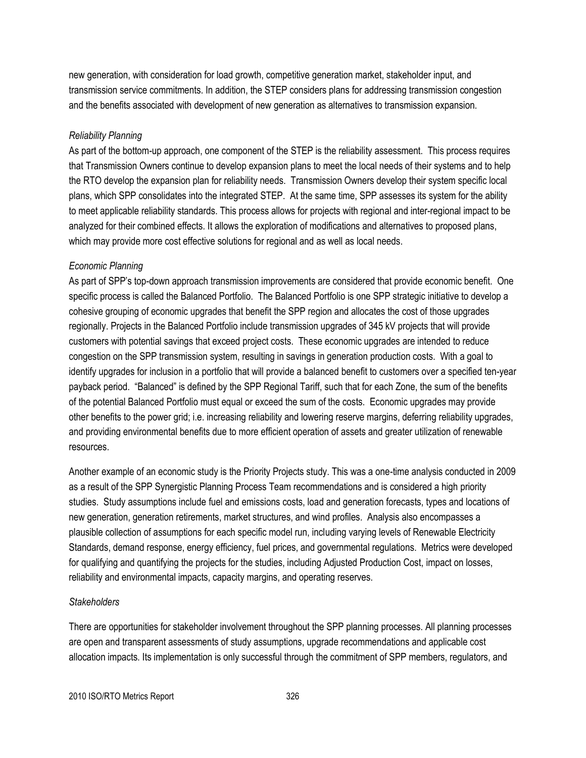new generation, with consideration for load growth, competitive generation market, stakeholder input, and transmission service commitments. In addition, the STEP considers plans for addressing transmission congestion and the benefits associated with development of new generation as alternatives to transmission expansion.

*Reliability Planning*

As part of the bottom-up approach, one component of the STEP is the reliability assessment. This process requires that Transmission Owners continue to develop expansion plans to meet the local needs of their systems and to help the RTO develop the expansion plan for reliability needs. Transmission Owners develop their system specific local plans, which SPP consolidates into the integrated STEP. At the same time, SPP assesses its system for the ability to meet applicable reliability standards. This process allows for projects with regional and inter-regional impact to be analyzed for their combined effects. It allows the exploration of modifications and alternatives to proposed plans, which may provide more cost effective solutions for regional and as well as local needs.

*Economic Planning*

As part of SPP's top-down approach transmission improvements are considered that provide economic benefit. One specific process is called the Balanced Portfolio. The Balanced Portfolio is one SPP strategic initiative to develop a cohesive grouping of economic upgrades that benefit the SPP region and allocates the cost of those upgrades regionally. Projects in the Balanced Portfolio include transmission upgrades of 345 kV projects that will provide customers with potential savings that exceed project costs. These economic upgrades are intended to reduce congestion on the SPP transmission system, resulting in savings in generation production costs. With a goal to identify upgrades for inclusion in a portfolio that will provide a balanced benefit to customers over a specified ten-year payback period. "Balanced" is defined by the SPP Regional Tariff, such that for each Zone, the sum of the benefits of the potential Balanced Portfolio must equal or exceed the sum of the costs. Economic upgrades may provide other benefits to the power grid; i.e. increasing reliability and lowering reserve margins, deferring reliability upgrades, and providing environmental benefits due to more efficient operation of assets and greater utilization of renewable resources.

Another example of an economic study is the Priority Projects study. This was a one-time analysis conducted in 2009 as a result of the SPP Synergistic Planning Process Team recommendations and is considered a high priority studies. Study assumptions include fuel and emissions costs, load and generation forecasts, types and locations of new generation, generation retirements, market structures, and wind profiles. Analysis also encompasses a plausible collection of assumptions for each specific model run, including varying levels of Renewable Electricity Standards, demand response, energy efficiency, fuel prices, and governmental regulations. Metrics were developed for qualifying and quantifying the projects for the studies, including Adjusted Production Cost, impact on losses, reliability and environmental impacts, capacity margins, and operating reserves.

*Stakeholders*

There are opportunities for stakeholder involvement throughout the SPP planning processes. All planning processes are open and transparent assessments of study assumptions, upgrade recommendations and applicable cost allocation impacts. Its implementation is only successful through the commitment of SPP members, regulators, and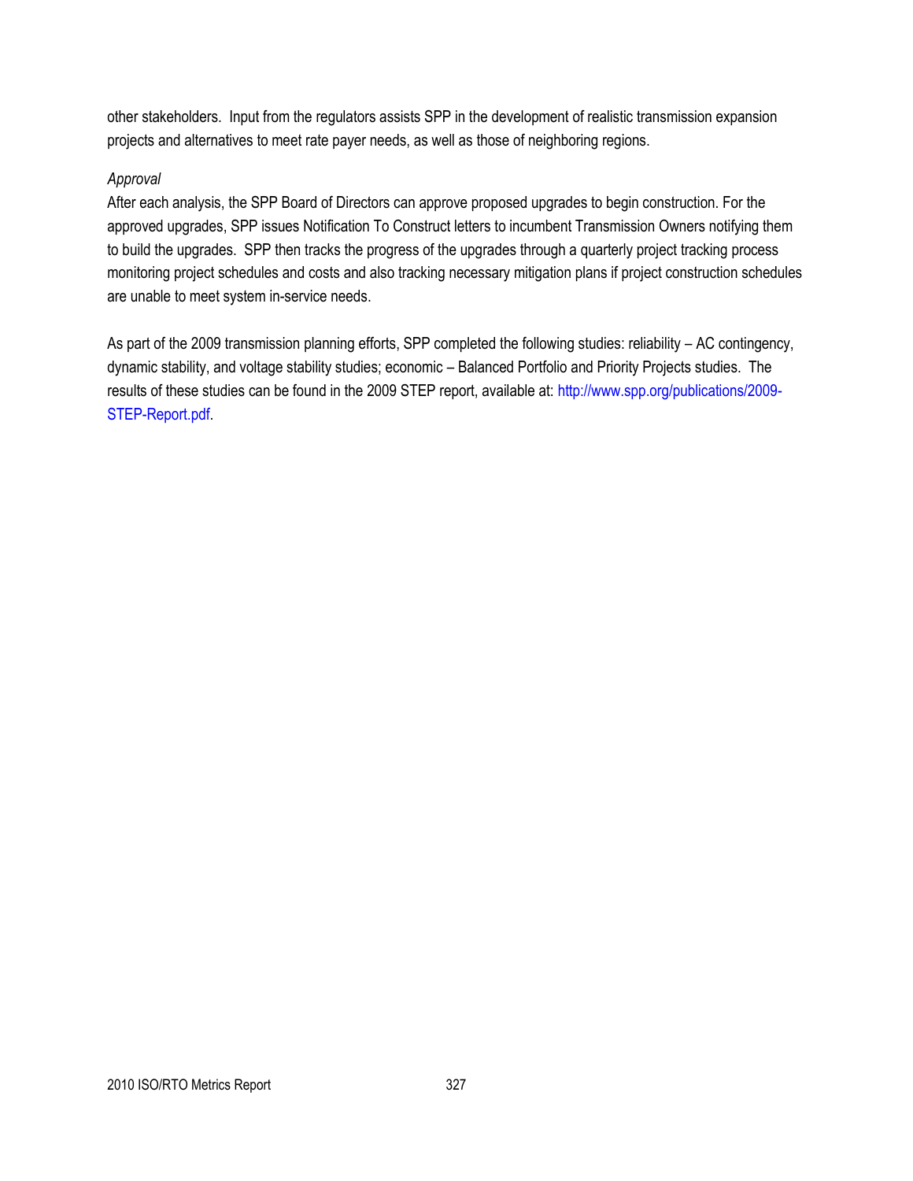other stakeholders. Input from the regulators assists SPP in the development of realistic transmission expansion projects and alternatives to meet rate payer needs, as well as those of neighboring regions.

*Approval*

After each analysis, the SPP Board of Directors can approve proposed upgrades to begin construction. For the approved upgrades, SPP issues Notification To Construct letters to incumbent Transmission Owners notifying them to build the upgrades. SPP then tracks the progress of the upgrades through a quarterly project tracking process monitoring project schedules and costs and also tracking necessary mitigation plans if project construction schedules are unable to meet system in-service needs.

As part of the 2009 transmission planning efforts, SPP completed the following studies: reliability – AC contingency, dynamic stability, and voltage stability studies; economic – Balanced Portfolio and Priority Projects studies. The results of these studies can be found in the 2009 STEP report, available at: http://www.spp.org/publications/2009-STEP-Report.pdf.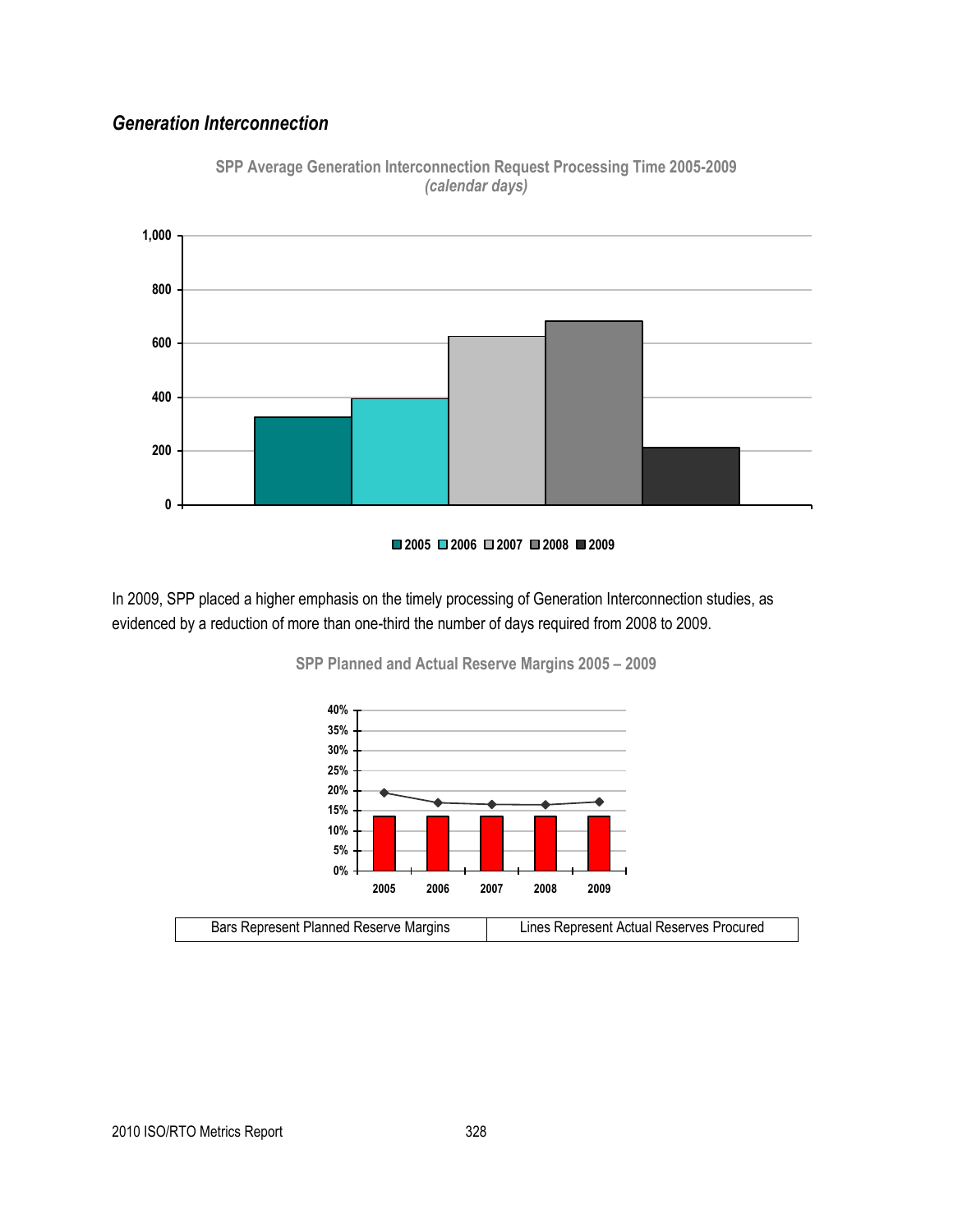*Generation Interconnection*

**SPP Average Generation Interconnection Request Processing Time 2005-2009**
*(calendar days)*

In 2009, SPP placed a higher emphasis on the timely processing of Generation Interconnection studies, as evidenced by a reduction of more than one-third the number of days required from 2008 to 2009.

**SPP Planned and Actual Reserve Margins 2005 – 2009**

| Bars Represent Planned Reserve Margins | Lines Represent Actual Reserves Procured |
|---|---|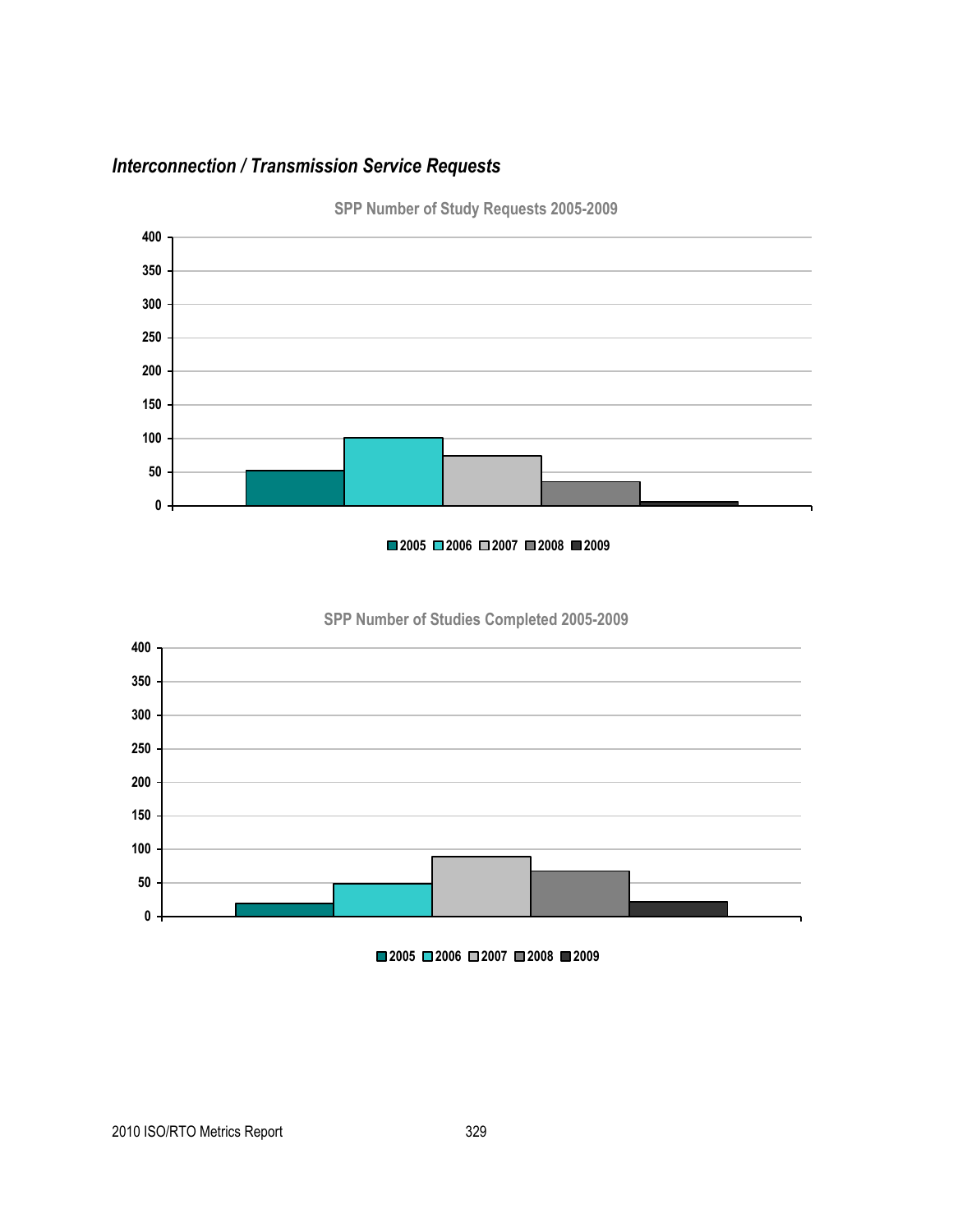### *Interconnection / Transmission Service Requests*

SPP Number of Study Requests 2005-2009

SPP Number of Studies Completed 2005-2009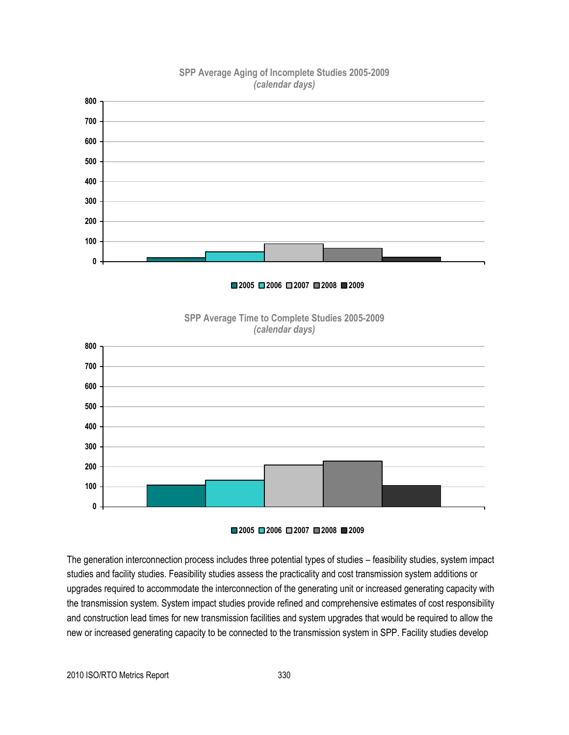**SPP Average Aging of Incomplete Studies 2005-2009**
*(calendar days)*

■ 2005 ■ 2006 ■ 2007 ■ 2008 ■ 2009

**SPP Average Time to Complete Studies 2005-2009**
*(calendar days)*

■ 2005 ■ 2006 ■ 2007 ■ 2008 ■ 2009

The generation interconnection process includes three potential types of studies – feasibility studies, system impact studies and facility studies. Feasibility studies assess the practicality and cost transmission system additions or upgrades required to accommodate the interconnection of the generating unit or increased generating capacity with the transmission system. System impact studies provide refined and comprehensive estimates of cost responsibility and construction lead times for new transmission facilities and system upgrades that would be required to allow the new or increased generating capacity to be connected to the transmission system in SPP. Facility studies develop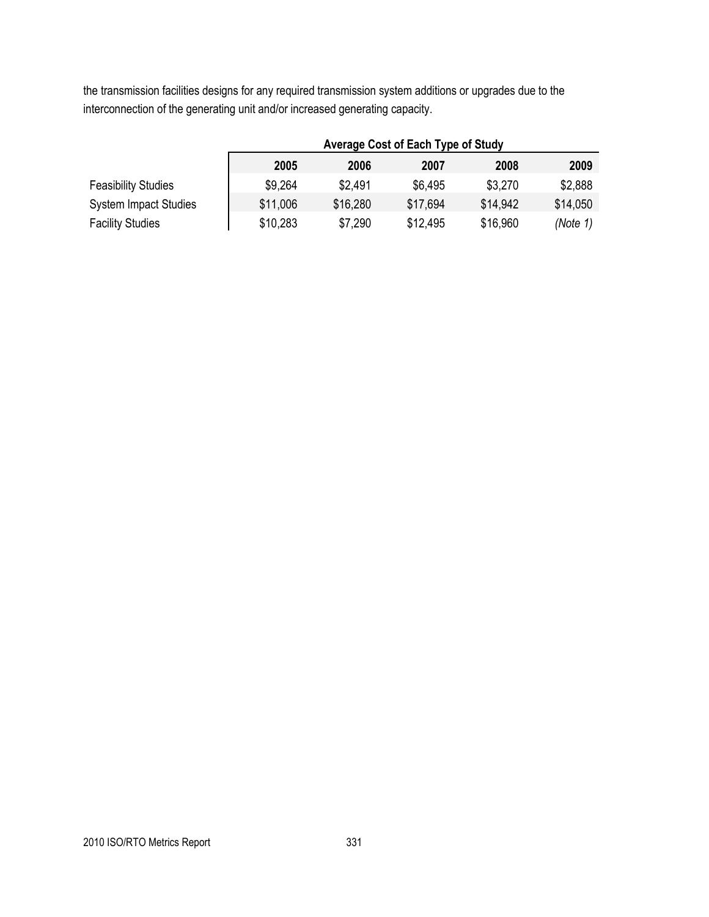the transmission facilities designs for any required transmission system additions or upgrades due to the interconnection of the generating unit and/or increased generating capacity.

**Average Cost of Each Type of Study**

| | 2005 | 2006 | 2007 | 2008 | 2009 |
|---|---|---|---|---|---|
| Feasibility Studies | \$9,264 | \$2,491 | \$6,495 | \$3,270 | \$2,888 |
| System Impact Studies | \$11,006 | \$16,280 | \$17,694 | \$14,942 | \$14,050 |
| Facility Studies | \$10,283 | \$7,290 | \$12,495 | \$16,960 | *(Note 1)* |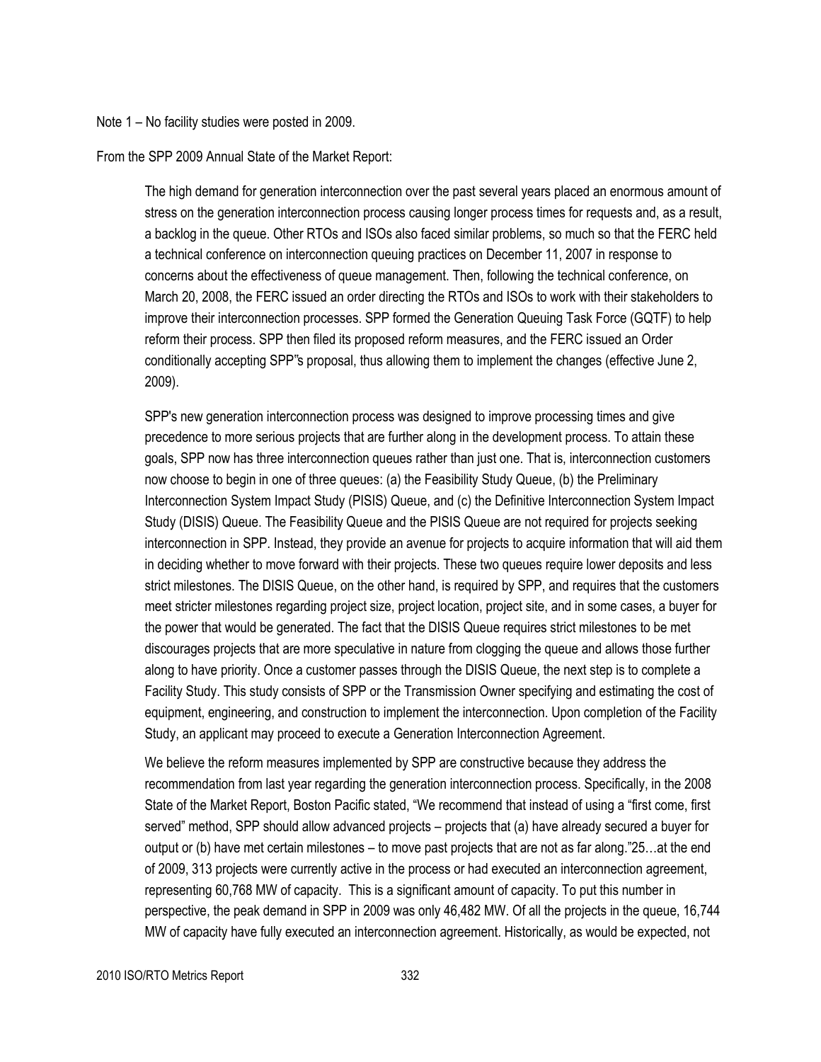Note 1 – No facility studies were posted in 2009.

From the SPP 2009 Annual State of the Market Report:

> The high demand for generation interconnection over the past several years placed an enormous amount of stress on the generation interconnection process causing longer process times for requests and, as a result, a backlog in the queue. Other RTOs and ISOs also faced similar problems, so much so that the FERC held a technical conference on interconnection queuing practices on December 11, 2007 in response to concerns about the effectiveness of queue management. Then, following the technical conference, on March 20, 2008, the FERC issued an order directing the RTOs and ISOs to work with their stakeholders to improve their interconnection processes. SPP formed the Generation Queuing Task Force (GQTF) to help reform their process. SPP then filed its proposed reform measures, and the FERC issued an Order conditionally accepting SPP"s proposal, thus allowing them to implement the changes (effective June 2, 2009).
>
> SPP's new generation interconnection process was designed to improve processing times and give precedence to more serious projects that are further along in the development process. To attain these goals, SPP now has three interconnection queues rather than just one. That is, interconnection customers now choose to begin in one of three queues: (a) the Feasibility Study Queue, (b) the Preliminary Interconnection System Impact Study (PISIS) Queue, and (c) the Definitive Interconnection System Impact Study (DISIS) Queue. The Feasibility Queue and the PISIS Queue are not required for projects seeking interconnection in SPP. Instead, they provide an avenue for projects to acquire information that will aid them in deciding whether to move forward with their projects. These two queues require lower deposits and less strict milestones. The DISIS Queue, on the other hand, is required by SPP, and requires that the customers meet stricter milestones regarding project size, project location, project site, and in some cases, a buyer for the power that would be generated. The fact that the DISIS Queue requires strict milestones to be met discourages projects that are more speculative in nature from clogging the queue and allows those further along to have priority. Once a customer passes through the DISIS Queue, the next step is to complete a Facility Study. This study consists of SPP or the Transmission Owner specifying and estimating the cost of equipment, engineering, and construction to implement the interconnection. Upon completion of the Facility Study, an applicant may proceed to execute a Generation Interconnection Agreement.
>
> We believe the reform measures implemented by SPP are constructive because they address the recommendation from last year regarding the generation interconnection process. Specifically, in the 2008 State of the Market Report, Boston Pacific stated, "We recommend that instead of using a "first come, first served" method, SPP should allow advanced projects – projects that (a) have already secured a buyer for output or (b) have met certain milestones – to move past projects that are not as far along."25…at the end of 2009, 313 projects were currently active in the process or had executed an interconnection agreement, representing 60,768 MW of capacity. This is a significant amount of capacity. To put this number in perspective, the peak demand in SPP in 2009 was only 46,482 MW. Of all the projects in the queue, 16,744 MW of capacity have fully executed an interconnection agreement. Historically, as would be expected, not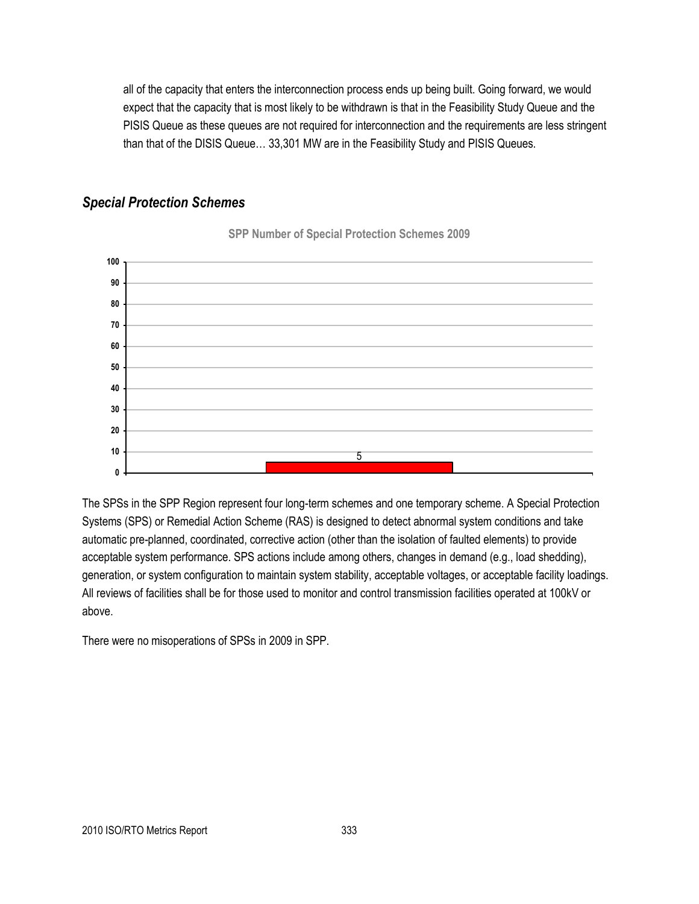all of the capacity that enters the interconnection process ends up being built. Going forward, we would expect that the capacity that is most likely to be withdrawn is that in the Feasibility Study Queue and the PISIS Queue as these queues are not required for interconnection and the requirements are less stringent than that of the DISIS Queue… 33,301 MW are in the Feasibility Study and PISIS Queues.

## *Special Protection Schemes*

**SPP Number of Special Protection Schemes 2009**

| | 2009 |
|---|---|
| Number of Special Protection Schemes | 5 |

The SPSs in the SPP Region represent four long-term schemes and one temporary scheme. A Special Protection Systems (SPS) or Remedial Action Scheme (RAS) is designed to detect abnormal system conditions and take automatic pre-planned, coordinated, corrective action (other than the isolation of faulted elements) to provide acceptable system performance. SPS actions include among others, changes in demand (e.g., load shedding), generation, or system configuration to maintain system stability, acceptable voltages, or acceptable facility loadings. All reviews of facilities shall be for those used to monitor and control transmission facilities operated at 100kV or above.

There were no misoperations of SPSs in 2009 in SPP.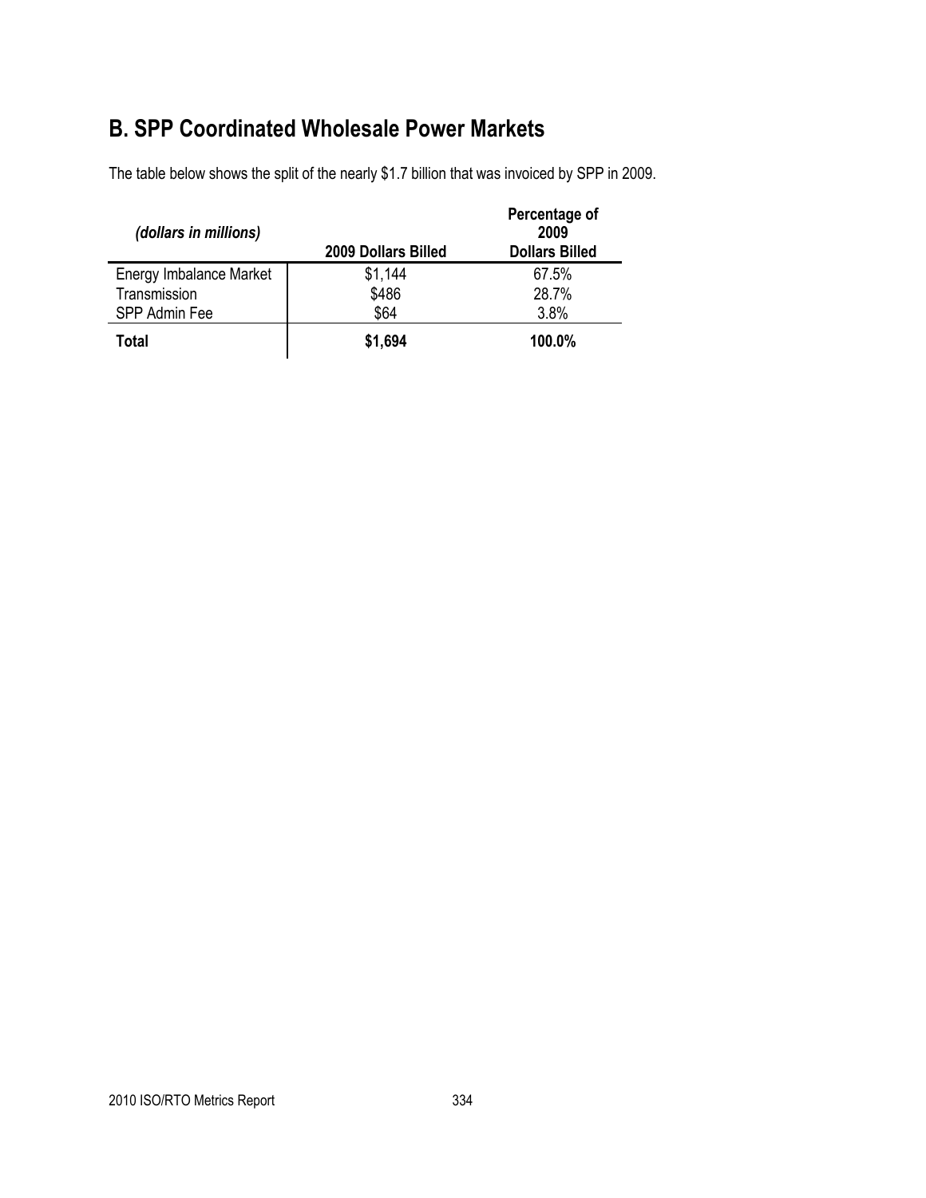## B. SPP Coordinated Wholesale Power Markets

The table below shows the split of the nearly $1.7 billion that was invoiced by SPP in 2009.

| *(dollars in millions)* | 2009 Dollars Billed | Percentage of 2009 Dollars Billed |
|---|---|---|
| Energy Imbalance Market | $1,144 | 67.5% |
| Transmission | $486 | 28.7% |
| SPP Admin Fee | $64 | 3.8% |
| **Total** | **$1,694** | **100.0%** |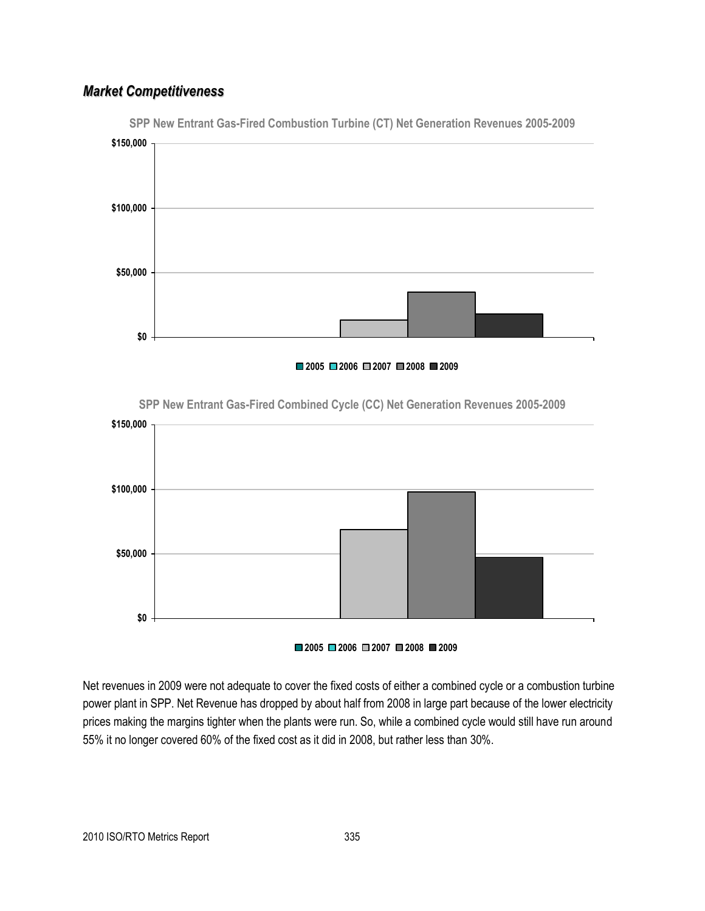## *Market Competitiveness*

**SPP New Entrant Gas-Fired Combustion Turbine (CT) Net Generation Revenues 2005-2009**

**SPP New Entrant Gas-Fired Combined Cycle (CC) Net Generation Revenues 2005-2009**

Net revenues in 2009 were not adequate to cover the fixed costs of either a combined cycle or a combustion turbine power plant in SPP. Net Revenue has dropped by about half from 2008 in large part because of the lower electricity prices making the margins tighter when the plants were run. So, while a combined cycle would still have run around 55% it no longer covered 60% of the fixed cost as it did in 2008, but rather less than 30%.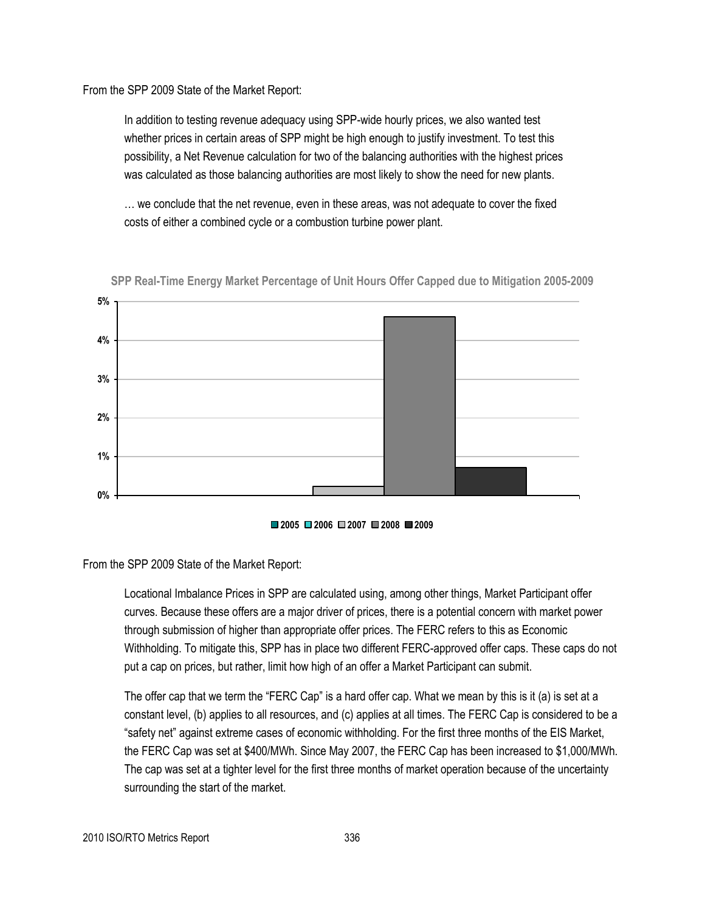From the SPP 2009 State of the Market Report:

> In addition to testing revenue adequacy using SPP-wide hourly prices, we also wanted test whether prices in certain areas of SPP might be high enough to justify investment. To test this possibility, a Net Revenue calculation for two of the balancing authorities with the highest prices was calculated as those balancing authorities are most likely to show the need for new plants.
>
> … we conclude that the net revenue, even in these areas, was not adequate to cover the fixed costs of either a combined cycle or a combustion turbine power plant.

**SPP Real-Time Energy Market Percentage of Unit Hours Offer Capped due to Mitigation 2005-2009**

| Year | Percentage of Unit Hours Offer Capped (approx.) |
|---|---|
| 2005 | 0% |
| 2006 | 0% |
| 2007 | 0.2% |
| 2008 | 4.6% |
| 2009 | 0.7% |

From the SPP 2009 State of the Market Report:

> Locational Imbalance Prices in SPP are calculated using, among other things, Market Participant offer curves. Because these offers are a major driver of prices, there is a potential concern with market power through submission of higher than appropriate offer prices. The FERC refers to this as Economic Withholding. To mitigate this, SPP has in place two different FERC-approved offer caps. These caps do not put a cap on prices, but rather, limit how high of an offer a Market Participant can submit.
>
> The offer cap that we term the "FERC Cap" is a hard offer cap. What we mean by this is it (a) is set at a constant level, (b) applies to all resources, and (c) applies at all times. The FERC Cap is considered to be a "safety net" against extreme cases of economic withholding. For the first three months of the EIS Market, the FERC Cap was set at $400/MWh. Since May 2007, the FERC Cap has been increased to $1,000/MWh. The cap was set at a tighter level for the first three months of market operation because of the uncertainty surrounding the start of the market.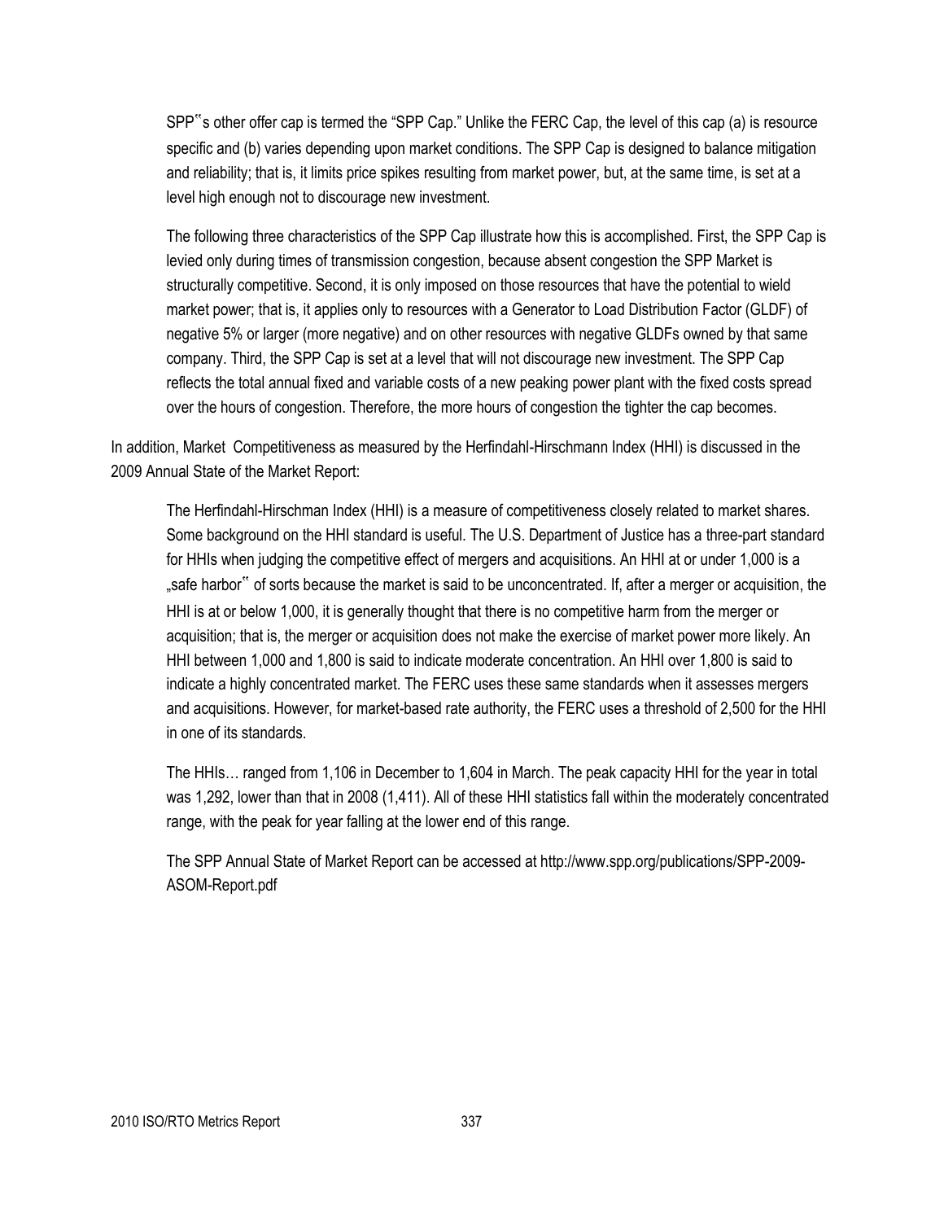> SPP‟s other offer cap is termed the "SPP Cap." Unlike the FERC Cap, the level of this cap (a) is resource specific and (b) varies depending upon market conditions. The SPP Cap is designed to balance mitigation and reliability; that is, it limits price spikes resulting from market power, but, at the same time, is set at a level high enough not to discourage new investment.
>
> The following three characteristics of the SPP Cap illustrate how this is accomplished. First, the SPP Cap is levied only during times of transmission congestion, because absent congestion the SPP Market is structurally competitive. Second, it is only imposed on those resources that have the potential to wield market power; that is, it applies only to resources with a Generator to Load Distribution Factor (GLDF) of negative 5% or larger (more negative) and on other resources with negative GLDFs owned by that same company. Third, the SPP Cap is set at a level that will not discourage new investment. The SPP Cap reflects the total annual fixed and variable costs of a new peaking power plant with the fixed costs spread over the hours of congestion. Therefore, the more hours of congestion the tighter the cap becomes.

In addition, Market Competitiveness as measured by the Herfindahl-Hirschmann Index (HHI) is discussed in the 2009 Annual State of the Market Report:

> The Herfindahl-Hirschman Index (HHI) is a measure of competitiveness closely related to market shares. Some background on the HHI standard is useful. The U.S. Department of Justice has a three-part standard for HHIs when judging the competitive effect of mergers and acquisitions. An HHI at or under 1,000 is a „safe harbor‟ of sorts because the market is said to be unconcentrated. If, after a merger or acquisition, the HHI is at or below 1,000, it is generally thought that there is no competitive harm from the merger or acquisition; that is, the merger or acquisition does not make the exercise of market power more likely. An HHI between 1,000 and 1,800 is said to indicate moderate concentration. An HHI over 1,800 is said to indicate a highly concentrated market. The FERC uses these same standards when it assesses mergers and acquisitions. However, for market-based rate authority, the FERC uses a threshold of 2,500 for the HHI in one of its standards.
>
> The HHIs… ranged from 1,106 in December to 1,604 in March. The peak capacity HHI for the year in total was 1,292, lower than that in 2008 (1,411). All of these HHI statistics fall within the moderately concentrated range, with the peak for year falling at the lower end of this range.
>
> The SPP Annual State of Market Report can be accessed at http://www.spp.org/publications/SPP-2009-ASOM-Report.pdf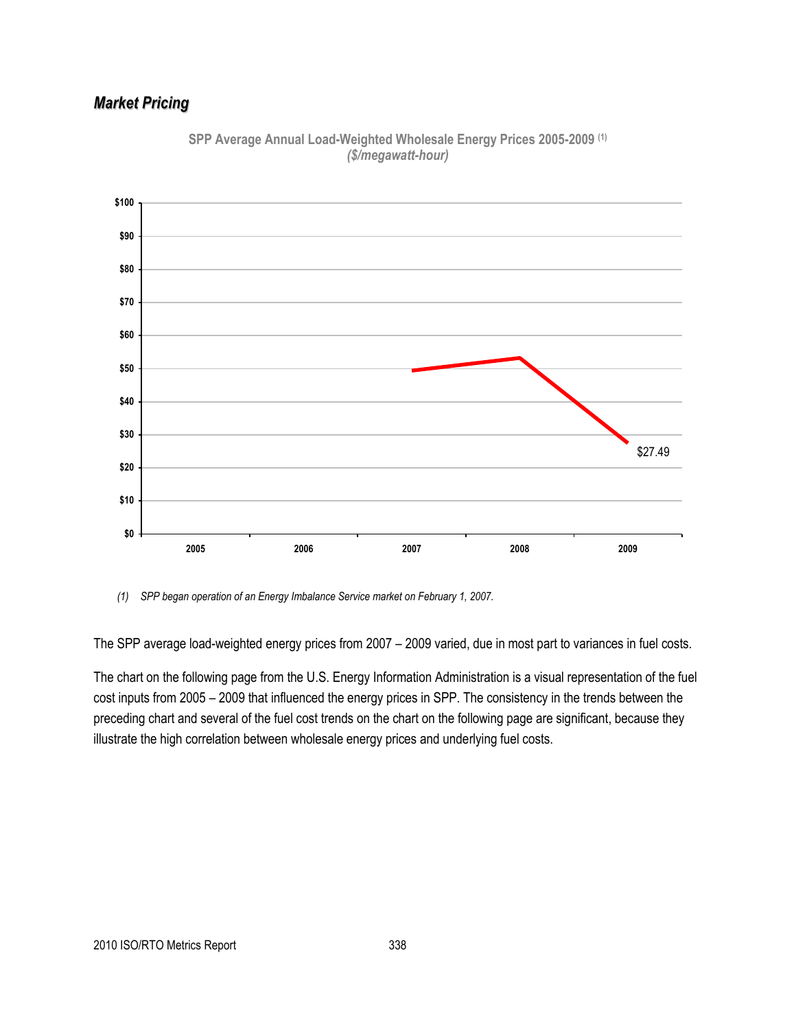## *Market Pricing*

**SPP Average Annual Load-Weighted Wholesale Energy Prices 2005-2009** [(1)]
***($/megawatt-hour)***

| Year | Price ($/MWh) |
|---|---|
| 2005 | |
| 2006 | |
| 2007 | |
| 2008 | |
| 2009 | $27.49 |

*(1) SPP began operation of an Energy Imbalance Service market on February 1, 2007.*

The SPP average load-weighted energy prices from 2007 – 2009 varied, due in most part to variances in fuel costs.

The chart on the following page from the U.S. Energy Information Administration is a visual representation of the fuel cost inputs from 2005 – 2009 that influenced the energy prices in SPP. The consistency in the trends between the preceding chart and several of the fuel cost trends on the chart on the following page are significant, because they illustrate the high correlation between wholesale energy prices and underlying fuel costs.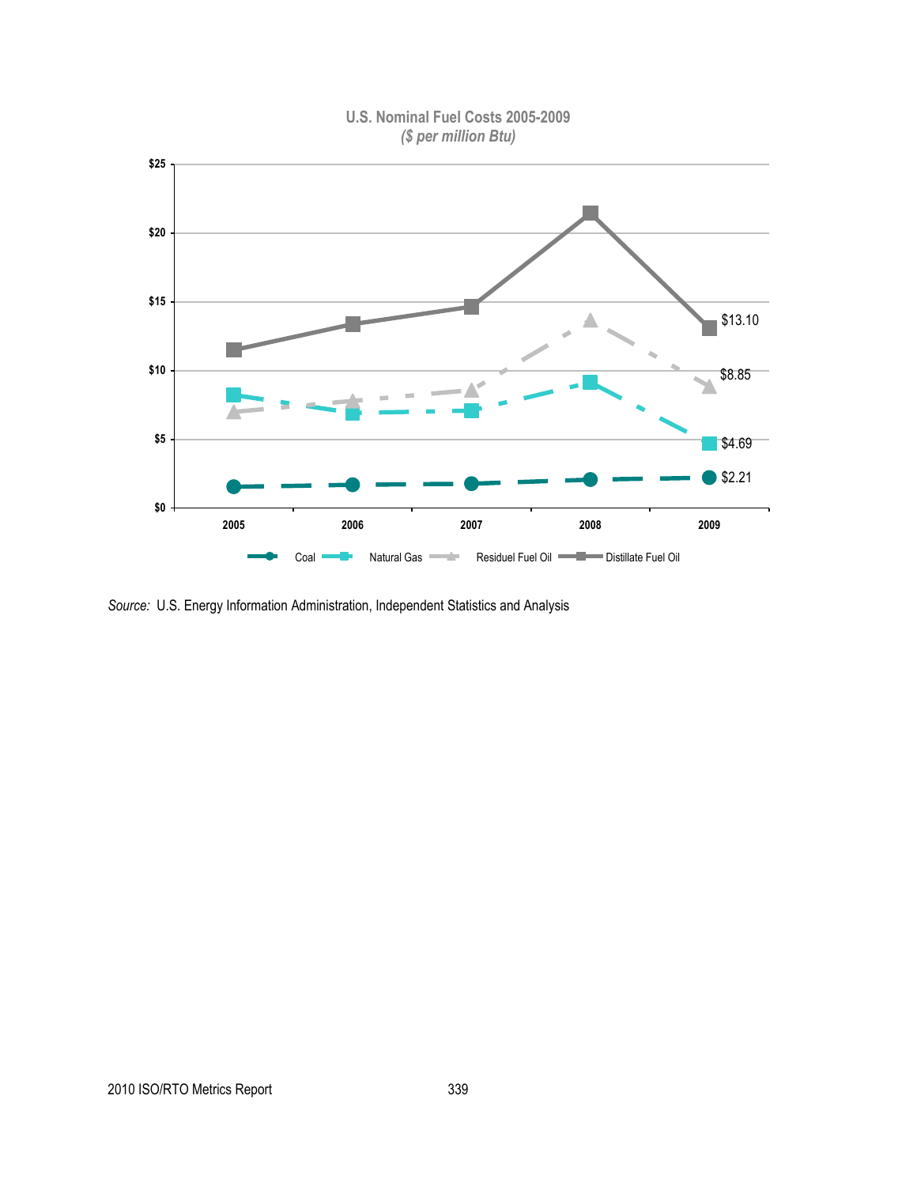**U.S. Nominal Fuel Costs 2005-2009**
*($ per million Btu)*

| Year | Coal | Natural Gas | Residuel Fuel Oil | Distillate Fuel Oil |
|---|---|---|---|---|
| 2009 | $2.21 | $4.69 | $8.85 | $13.10 |

*Source:* U.S. Energy Information Administration, Independent Statistics and Analysis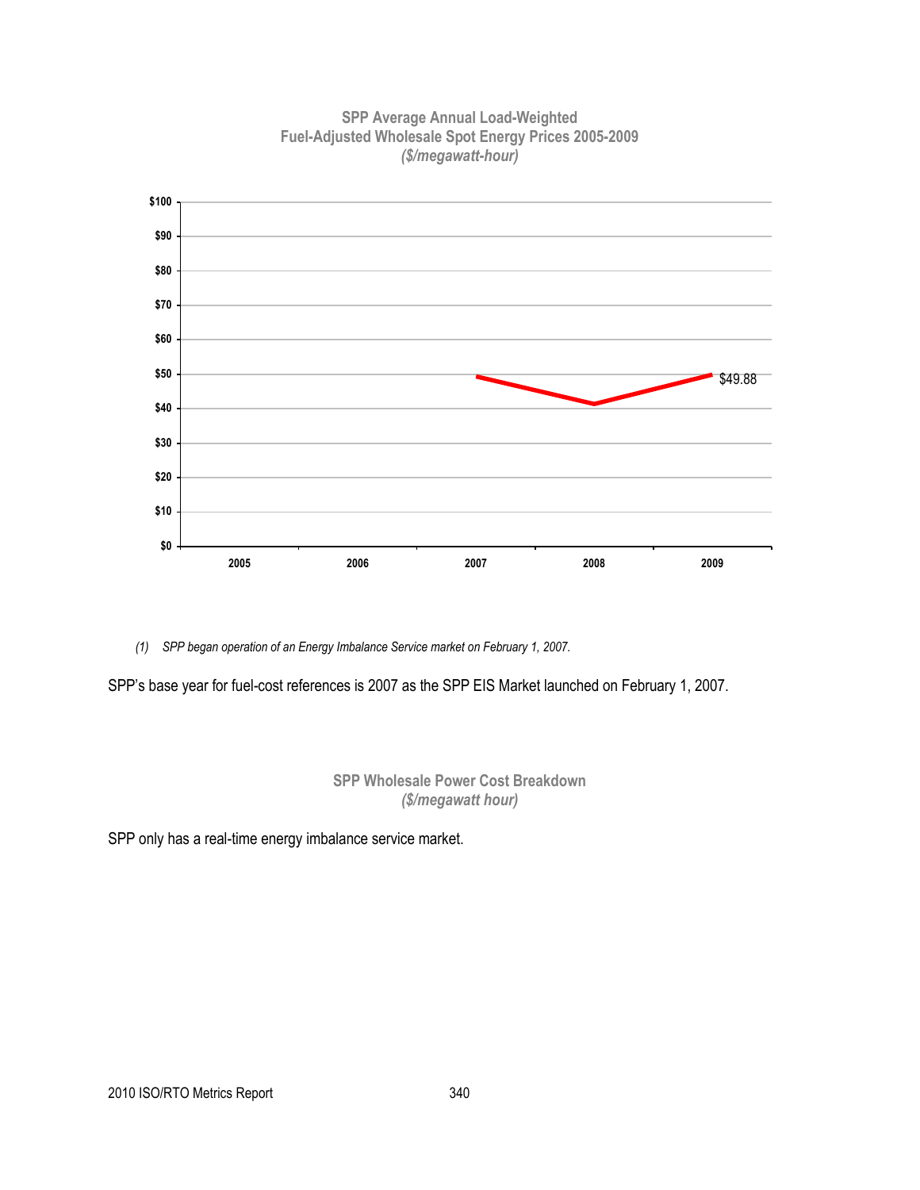**SPP Average Annual Load-Weighted Fuel-Adjusted Wholesale Spot Energy Prices 2005-2009**
*($/megawatt-hour)*

$100
$90
$80
$70
$60
$50
$40
$30
$20
$10
$0

2005 2006 2007 2008 2009

$49.88

*(1) SPP began operation of an Energy Imbalance Service market on February 1, 2007.*

SPP's base year for fuel-cost references is 2007 as the SPP EIS Market launched on February 1, 2007.

**SPP Wholesale Power Cost Breakdown**
*($/megawatt hour)*

SPP only has a real-time energy imbalance service market.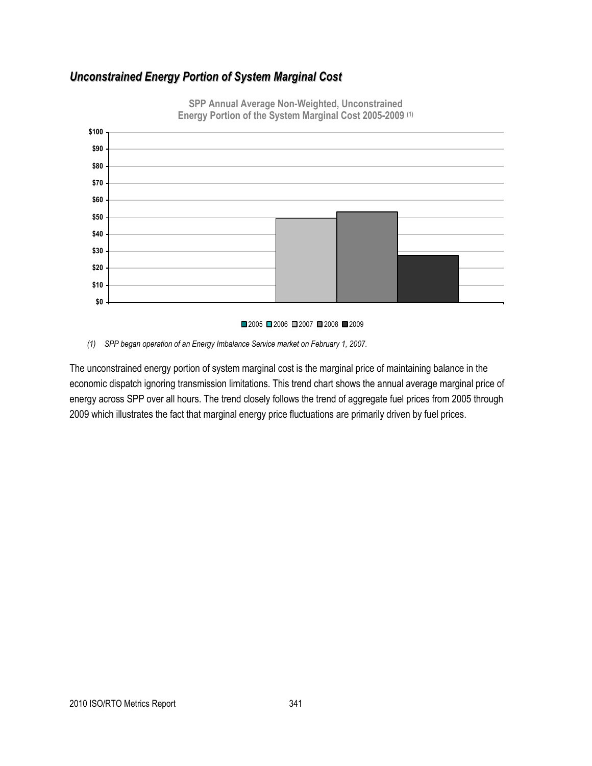## *Unconstrained Energy Portion of System Marginal Cost*

**SPP Annual Average Non-Weighted, Unconstrained Energy Portion of the System Marginal Cost 2005-2009 (1)**

*(1) SPP began operation of an Energy Imbalance Service market on February 1, 2007.*

The unconstrained energy portion of system marginal cost is the marginal price of maintaining balance in the economic dispatch ignoring transmission limitations. This trend chart shows the annual average marginal price of energy across SPP over all hours. The trend closely follows the trend of aggregate fuel prices from 2005 through 2009 which illustrates the fact that marginal energy price fluctuations are primarily driven by fuel prices.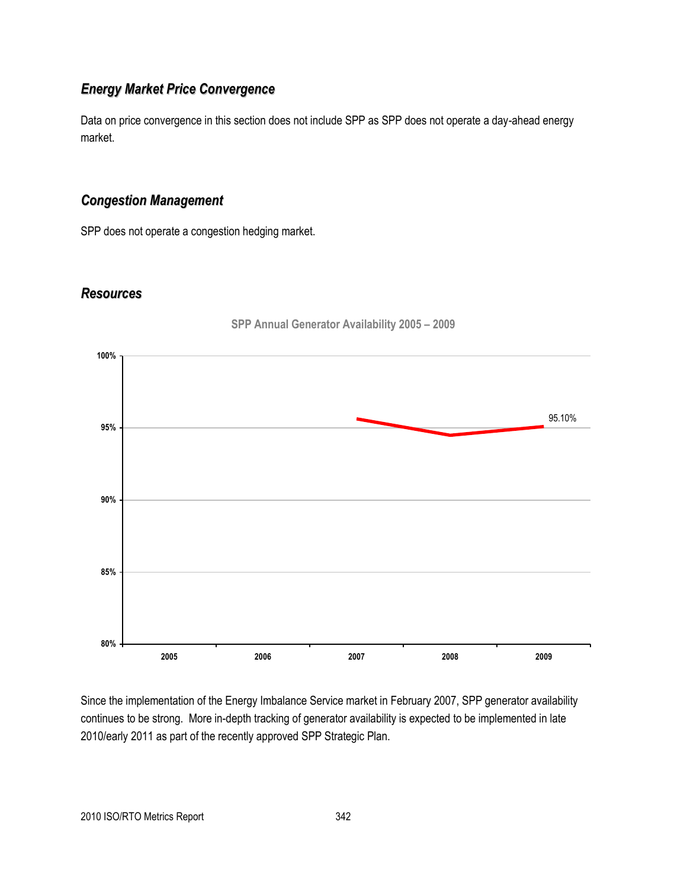### *Energy Market Price Convergence*

Data on price convergence in this section does not include SPP as SPP does not operate a day-ahead energy market.

### *Congestion Management*

SPP does not operate a congestion hedging market.

### *Resources*

**SPP Annual Generator Availability 2005 – 2009**

Since the implementation of the Energy Imbalance Service market in February 2007, SPP generator availability continues to be strong. More in-depth tracking of generator availability is expected to be implemented in late 2010/early 2011 as part of the recently approved SPP Strategic Plan.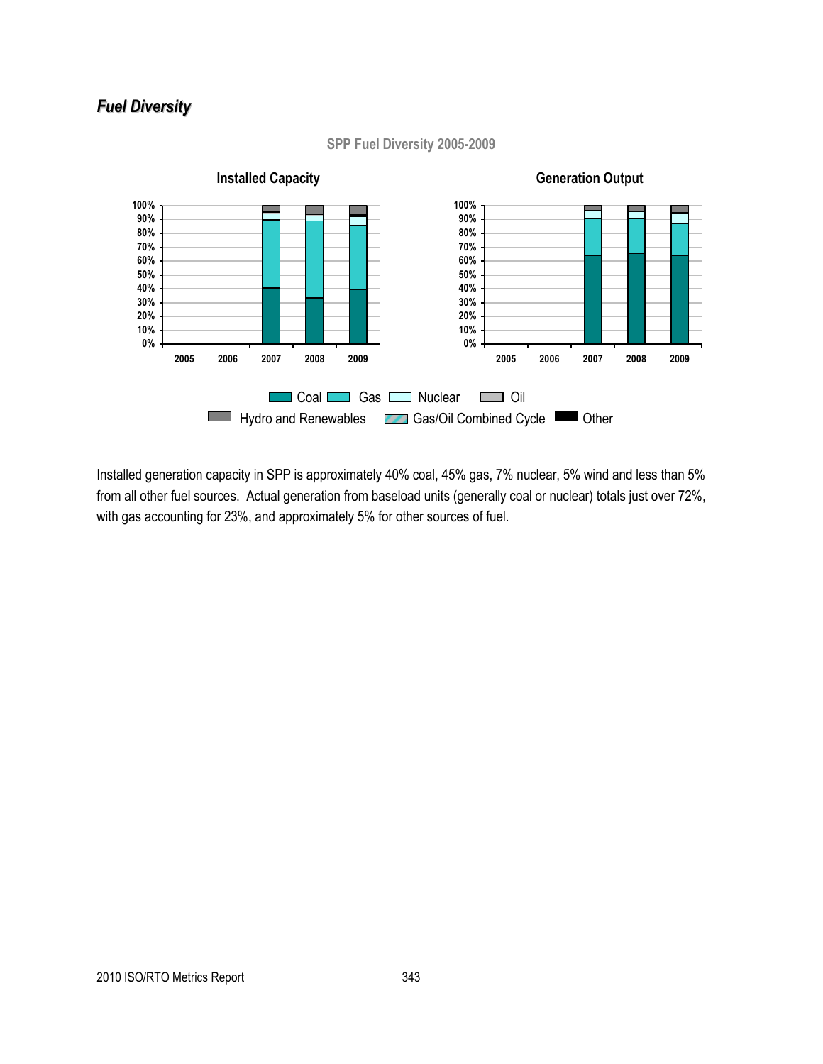## *Fuel Diversity*

SPP Fuel Diversity 2005-2009

Installed Capacity

Generation Output

Coal | Gas | Nuclear | Oil | Hydro and Renewables | Gas/Oil Combined Cycle | Other

Installed generation capacity in SPP is approximately 40% coal, 45% gas, 7% nuclear, 5% wind and less than 5% from all other fuel sources. Actual generation from baseload units (generally coal or nuclear) totals just over 72%, with gas accounting for 23%, and approximately 5% for other sources of fuel.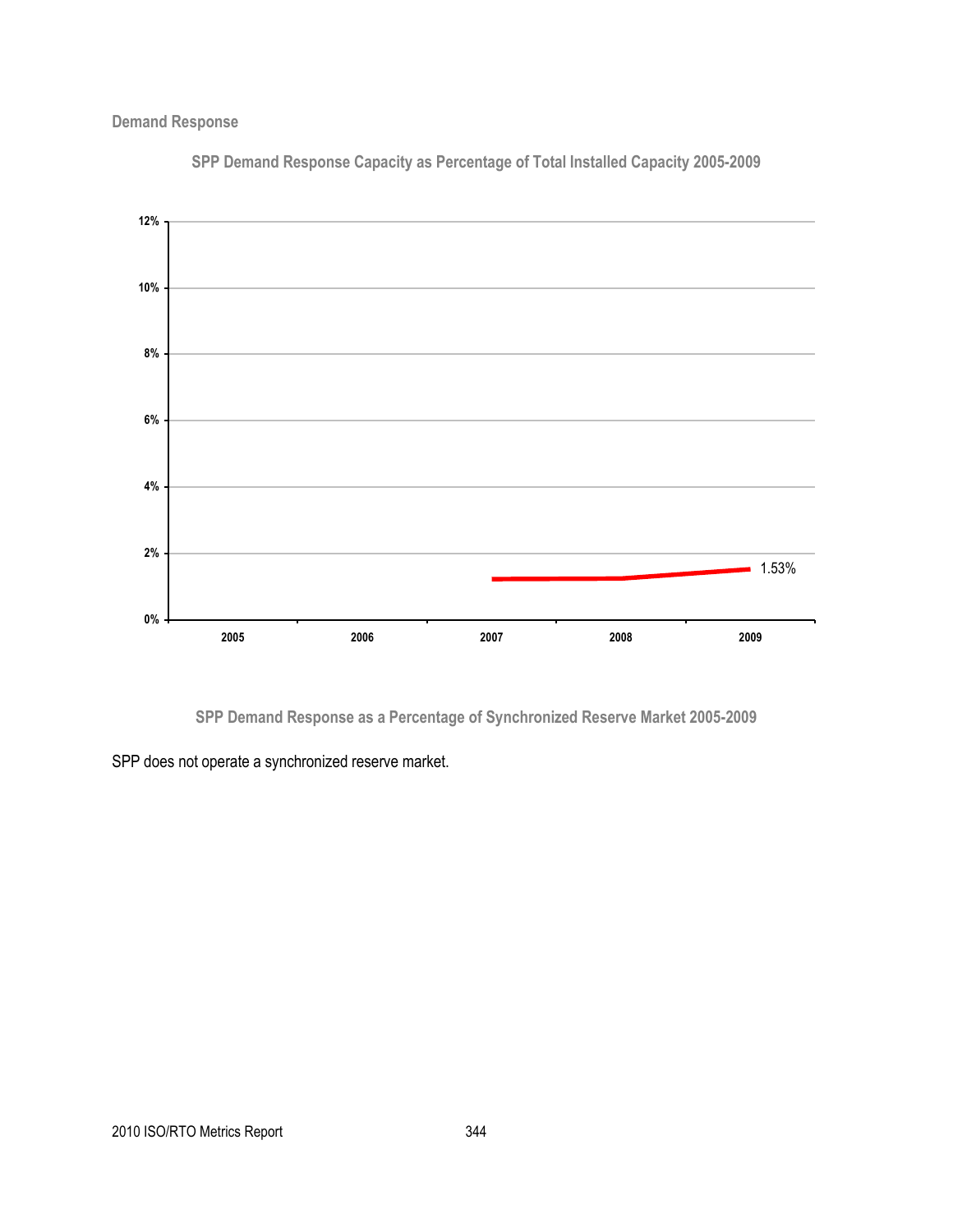### Demand Response

**SPP Demand Response Capacity as Percentage of Total Installed Capacity 2005-2009**

**SPP Demand Response as a Percentage of Synchronized Reserve Market 2005-2009**

SPP does not operate a synchronized reserve market.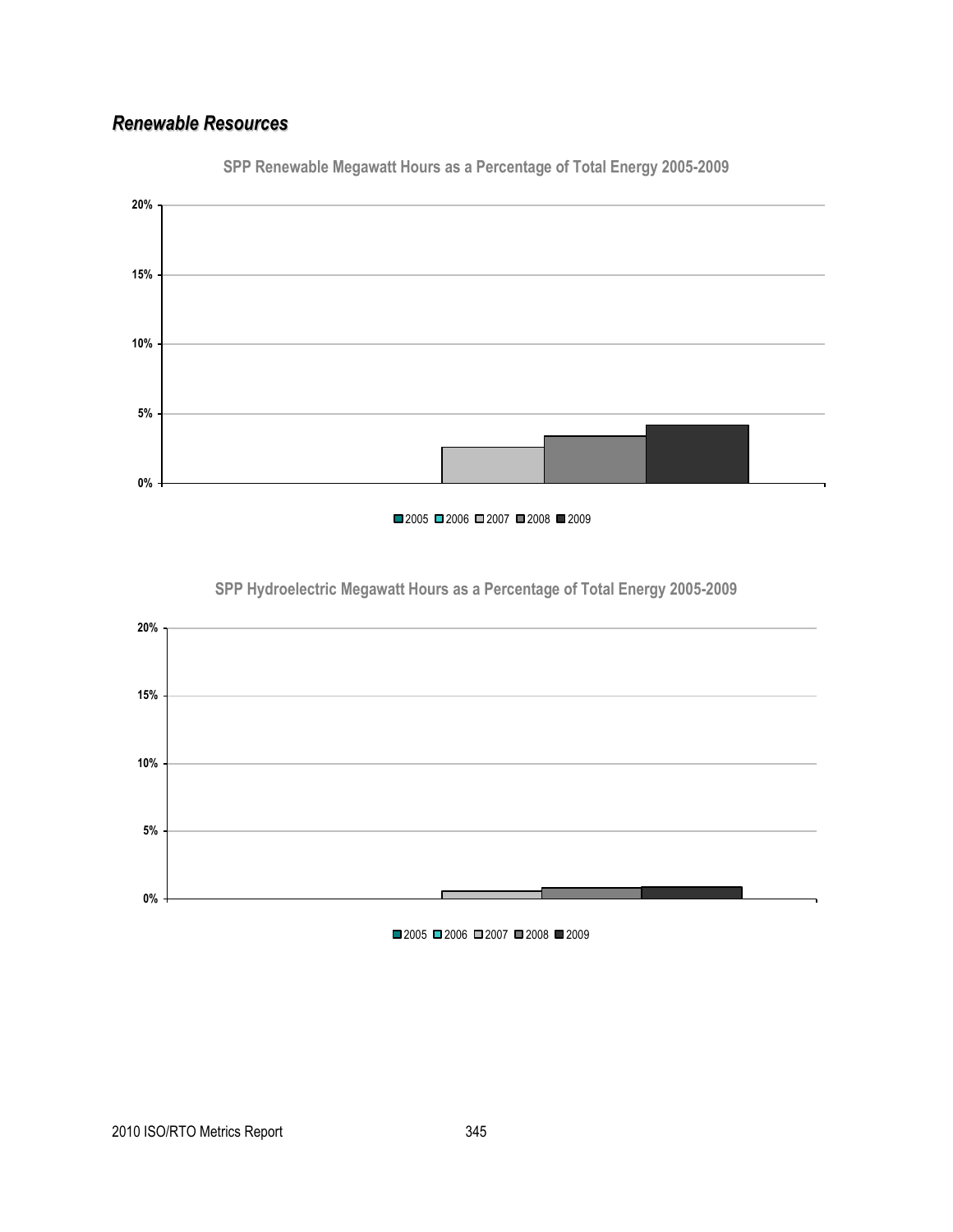## *Renewable Resources*

SPP Renewable Megawatt Hours as a Percentage of Total Energy 2005-2009

SPP Hydroelectric Megawatt Hours as a Percentage of Total Energy 2005-2009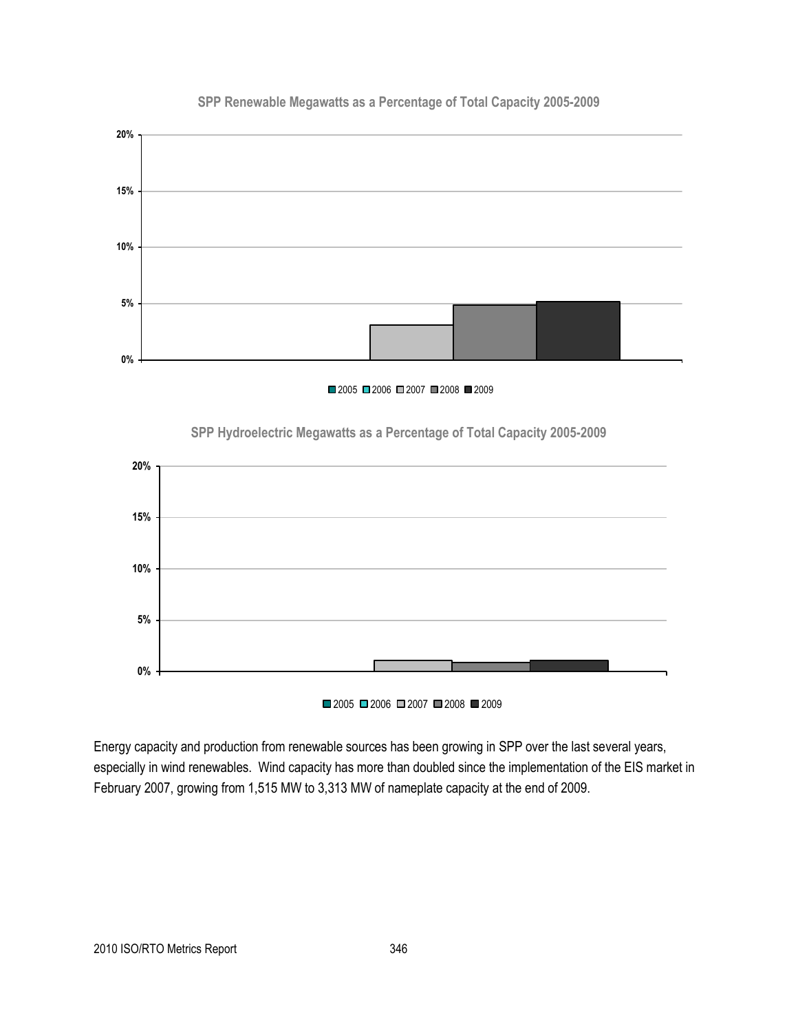**SPP Renewable Megawatts as a Percentage of Total Capacity 2005-2009**

**SPP Hydroelectric Megawatts as a Percentage of Total Capacity 2005-2009**

Energy capacity and production from renewable sources has been growing in SPP over the last several years, especially in wind renewables. Wind capacity has more than doubled since the implementation of the EIS market in February 2007, growing from 1,515 MW to 3,313 MW of nameplate capacity at the end of 2009.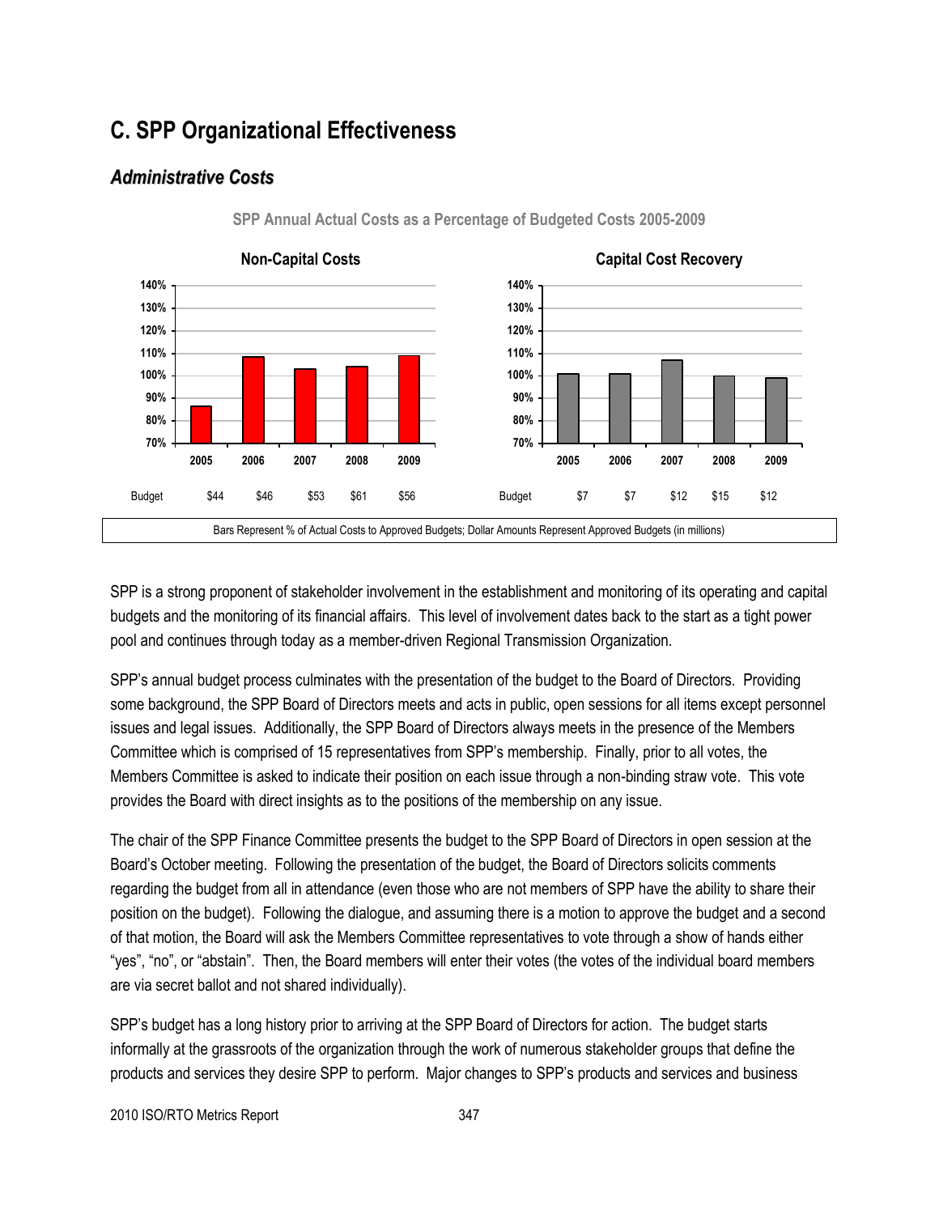# C. SPP Organizational Effectiveness

## *Administrative Costs*

**SPP Annual Actual Costs as a Percentage of Budgeted Costs 2005-2009**

**Non-Capital Costs**

| | 2005 | 2006 | 2007 | 2008 | 2009 |
|---|---|---|---|---|---|
| Budget | $44 | $46 | $53 | $61 | $56 |

**Capital Cost Recovery**

| | 2005 | 2006 | 2007 | 2008 | 2009 |
|---|---|---|---|---|---|
| Budget | $7 | $7 | $12 | $15 | $12 |

Bars Represent % of Actual Costs to Approved Budgets; Dollar Amounts Represent Approved Budgets (in millions)

SPP is a strong proponent of stakeholder involvement in the establishment and monitoring of its operating and capital budgets and the monitoring of its financial affairs. This level of involvement dates back to the start as a tight power pool and continues through today as a member-driven Regional Transmission Organization.

SPP's annual budget process culminates with the presentation of the budget to the Board of Directors. Providing some background, the SPP Board of Directors meets and acts in public, open sessions for all items except personnel issues and legal issues. Additionally, the SPP Board of Directors always meets in the presence of the Members Committee which is comprised of 15 representatives from SPP's membership. Finally, prior to all votes, the Members Committee is asked to indicate their position on each issue through a non-binding straw vote. This vote provides the Board with direct insights as to the positions of the membership on any issue.

The chair of the SPP Finance Committee presents the budget to the SPP Board of Directors in open session at the Board's October meeting. Following the presentation of the budget, the Board of Directors solicits comments regarding the budget from all in attendance (even those who are not members of SPP have the ability to share their position on the budget). Following the dialogue, and assuming there is a motion to approve the budget and a second of that motion, the Board will ask the Members Committee representatives to vote through a show of hands either "yes", "no", or "abstain". Then, the Board members will enter their votes (the votes of the individual board members are via secret ballot and not shared individually).

SPP's budget has a long history prior to arriving at the SPP Board of Directors for action. The budget starts informally at the grassroots of the organization through the work of numerous stakeholder groups that define the products and services they desire SPP to perform. Major changes to SPP's products and services and business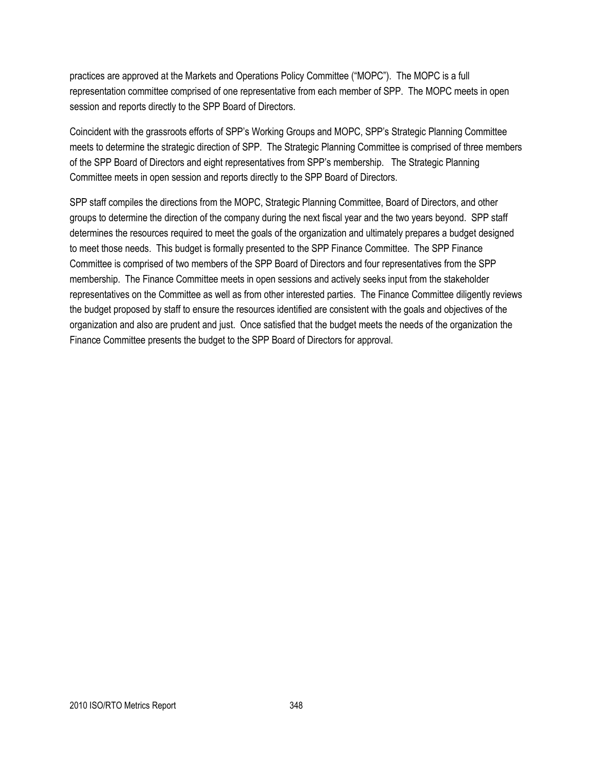practices are approved at the Markets and Operations Policy Committee ("MOPC"). The MOPC is a full representation committee comprised of one representative from each member of SPP. The MOPC meets in open session and reports directly to the SPP Board of Directors.

Coincident with the grassroots efforts of SPP's Working Groups and MOPC, SPP's Strategic Planning Committee meets to determine the strategic direction of SPP. The Strategic Planning Committee is comprised of three members of the SPP Board of Directors and eight representatives from SPP's membership. The Strategic Planning Committee meets in open session and reports directly to the SPP Board of Directors.

SPP staff compiles the directions from the MOPC, Strategic Planning Committee, Board of Directors, and other groups to determine the direction of the company during the next fiscal year and the two years beyond. SPP staff determines the resources required to meet the goals of the organization and ultimately prepares a budget designed to meet those needs. This budget is formally presented to the SPP Finance Committee. The SPP Finance Committee is comprised of two members of the SPP Board of Directors and four representatives from the SPP membership. The Finance Committee meets in open sessions and actively seeks input from the stakeholder representatives on the Committee as well as from other interested parties. The Finance Committee diligently reviews the budget proposed by staff to ensure the resources identified are consistent with the goals and objectives of the organization and also are prudent and just. Once satisfied that the budget meets the needs of the organization the Finance Committee presents the budget to the SPP Board of Directors for approval.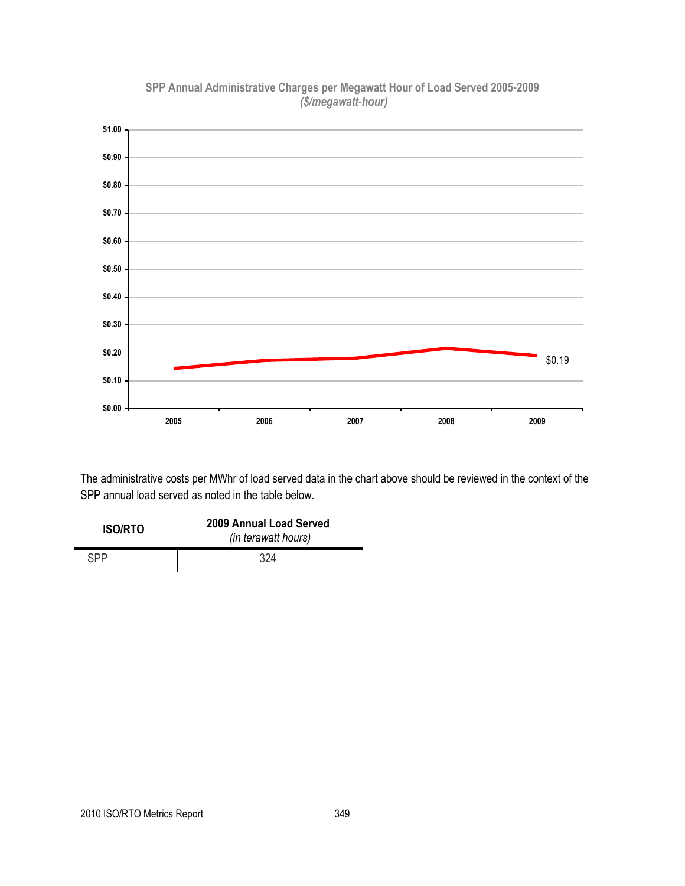**SPP Annual Administrative Charges per Megawatt Hour of Load Served 2005-2009**
*($/megawatt-hour)*

$0.19

The administrative costs per MWhr of load served data in the chart above should be reviewed in the context of the SPP annual load served as noted in the table below.

| ISO/RTO | 2009 Annual Load Served *(in terawatt hours)* |
|---|---|
| SPP | 324 |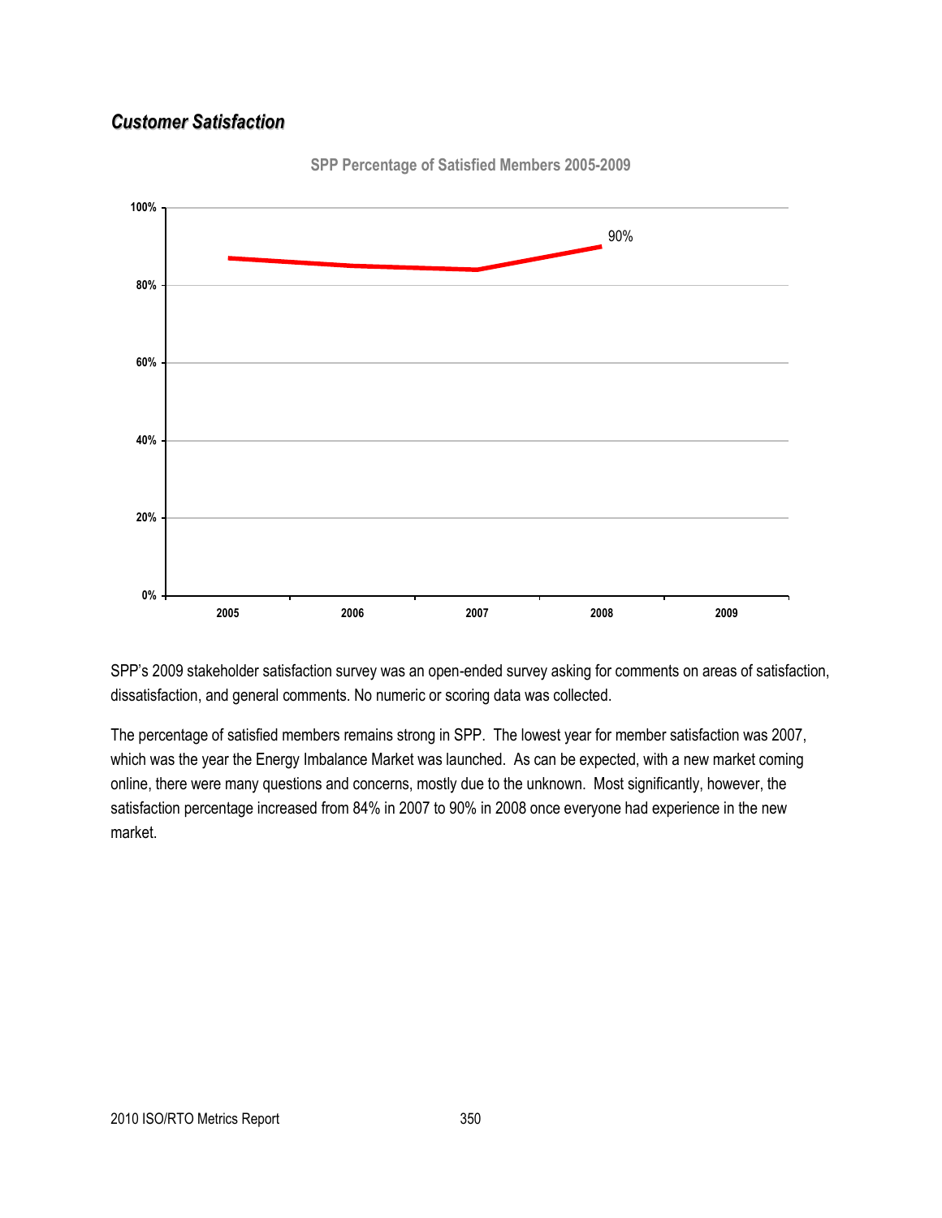## *Customer Satisfaction*

**SPP Percentage of Satisfied Members 2005-2009**

SPP's 2009 stakeholder satisfaction survey was an open-ended survey asking for comments on areas of satisfaction, dissatisfaction, and general comments. No numeric or scoring data was collected.

The percentage of satisfied members remains strong in SPP. The lowest year for member satisfaction was 2007, which was the year the Energy Imbalance Market was launched. As can be expected, with a new market coming online, there were many questions and concerns, mostly due to the unknown. Most significantly, however, the satisfaction percentage increased from 84% in 2007 to 90% in 2008 once everyone had experience in the new market.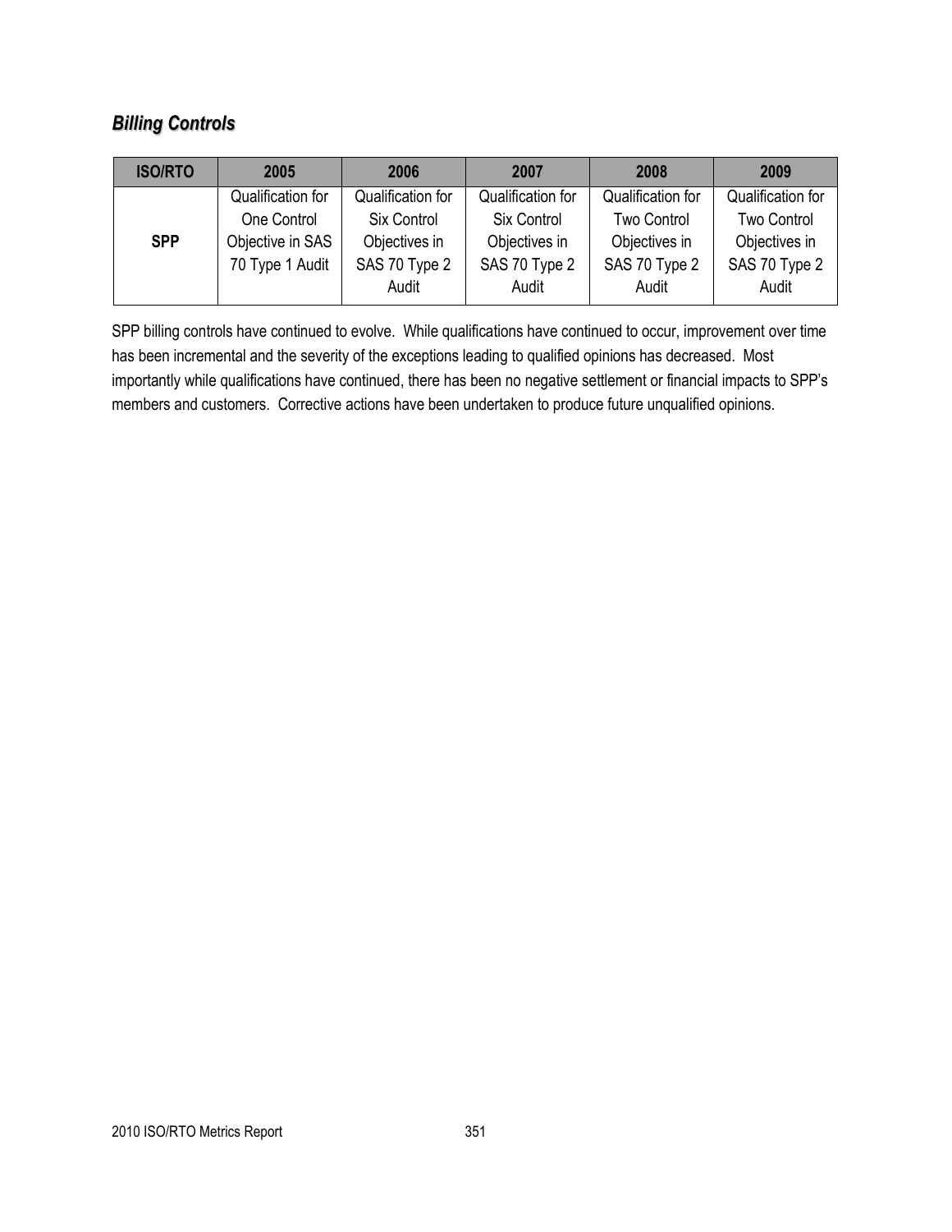## ***Billing Controls***

| ISO/RTO | 2005 | 2006 | 2007 | 2008 | 2009 |
|---|---|---|---|---|---|
| **SPP** | Qualification for One Control Objective in SAS 70 Type 1 Audit | Qualification for Six Control Objectives in SAS 70 Type 2 Audit | Qualification for Six Control Objectives in SAS 70 Type 2 Audit | Qualification for Two Control Objectives in SAS 70 Type 2 Audit | Qualification for Two Control Objectives in SAS 70 Type 2 Audit |

SPP billing controls have continued to evolve. While qualifications have continued to occur, improvement over time has been incremental and the severity of the exceptions leading to qualified opinions has decreased. Most importantly while qualifications have continued, there has been no negative settlement or financial impacts to SPP's members and customers. Corrective actions have been undertaken to produce future unqualified opinions.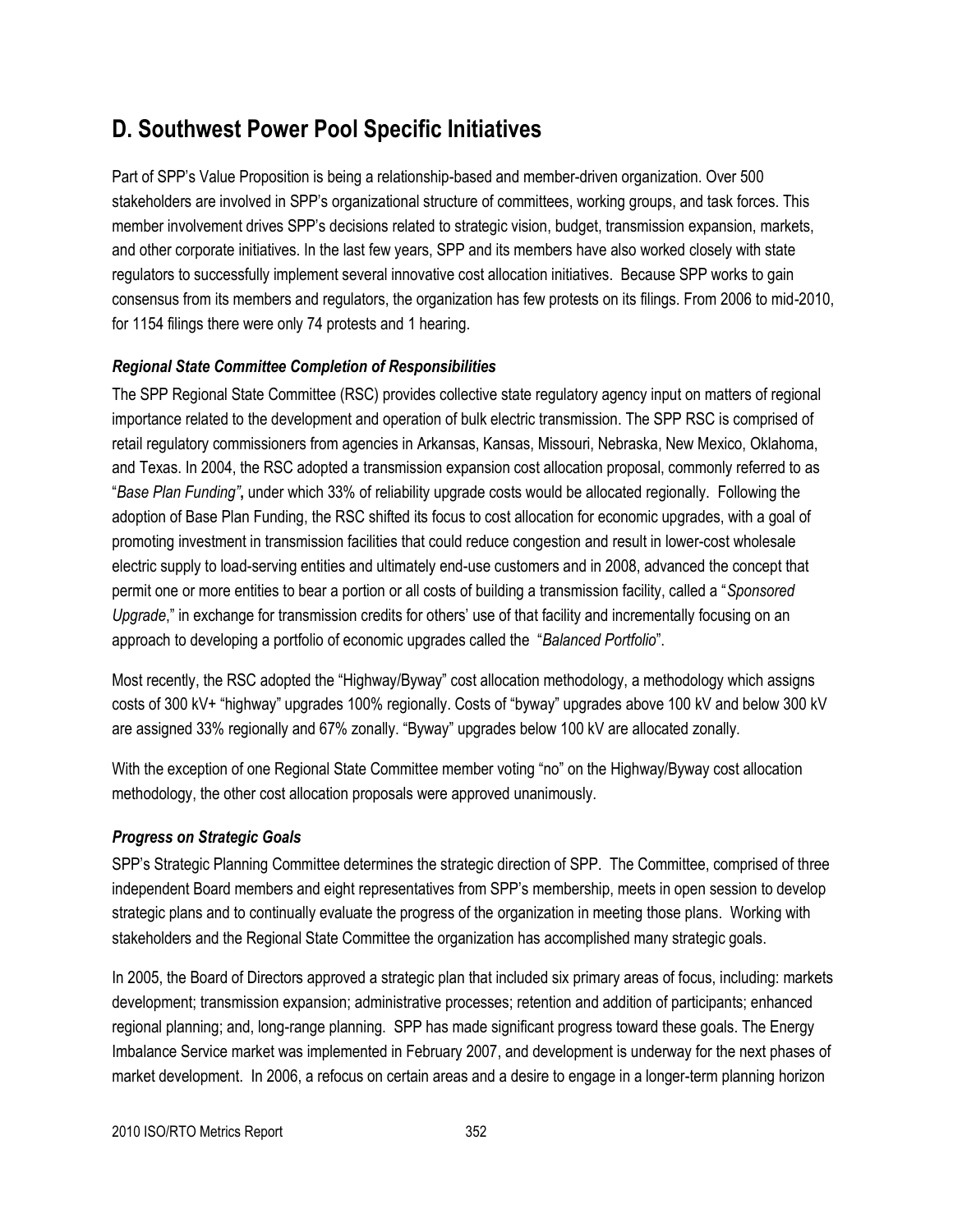## D. Southwest Power Pool Specific Initiatives

Part of SPP's Value Proposition is being a relationship-based and member-driven organization. Over 500 stakeholders are involved in SPP's organizational structure of committees, working groups, and task forces. This member involvement drives SPP's decisions related to strategic vision, budget, transmission expansion, markets, and other corporate initiatives. In the last few years, SPP and its members have also worked closely with state regulators to successfully implement several innovative cost allocation initiatives. Because SPP works to gain consensus from its members and regulators, the organization has few protests on its filings. From 2006 to mid-2010, for 1154 filings there were only 74 protests and 1 hearing.

### *Regional State Committee Completion of Responsibilities*

The SPP Regional State Committee (RSC) provides collective state regulatory agency input on matters of regional importance related to the development and operation of bulk electric transmission. The SPP RSC is comprised of retail regulatory commissioners from agencies in Arkansas, Kansas, Missouri, Nebraska, New Mexico, Oklahoma, and Texas. In 2004, the RSC adopted a transmission expansion cost allocation proposal, commonly referred to as "*Base Plan Funding"***,** under which 33% of reliability upgrade costs would be allocated regionally. Following the adoption of Base Plan Funding, the RSC shifted its focus to cost allocation for economic upgrades, with a goal of promoting investment in transmission facilities that could reduce congestion and result in lower-cost wholesale electric supply to load-serving entities and ultimately end-use customers and in 2008, advanced the concept that permit one or more entities to bear a portion or all costs of building a transmission facility, called a "*Sponsored Upgrade*," in exchange for transmission credits for others' use of that facility and incrementally focusing on an approach to developing a portfolio of economic upgrades called the "*Balanced Portfolio*".

Most recently, the RSC adopted the "Highway/Byway" cost allocation methodology, a methodology which assigns costs of 300 kV+ "highway" upgrades 100% regionally. Costs of "byway" upgrades above 100 kV and below 300 kV are assigned 33% regionally and 67% zonally. "Byway" upgrades below 100 kV are allocated zonally.

With the exception of one Regional State Committee member voting "no" on the Highway/Byway cost allocation methodology, the other cost allocation proposals were approved unanimously.

### *Progress on Strategic Goals*

SPP's Strategic Planning Committee determines the strategic direction of SPP. The Committee, comprised of three independent Board members and eight representatives from SPP's membership, meets in open session to develop strategic plans and to continually evaluate the progress of the organization in meeting those plans. Working with stakeholders and the Regional State Committee the organization has accomplished many strategic goals.

In 2005, the Board of Directors approved a strategic plan that included six primary areas of focus, including: markets development; transmission expansion; administrative processes; retention and addition of participants; enhanced regional planning; and, long-range planning. SPP has made significant progress toward these goals. The Energy Imbalance Service market was implemented in February 2007, and development is underway for the next phases of market development. In 2006, a refocus on certain areas and a desire to engage in a longer-term planning horizon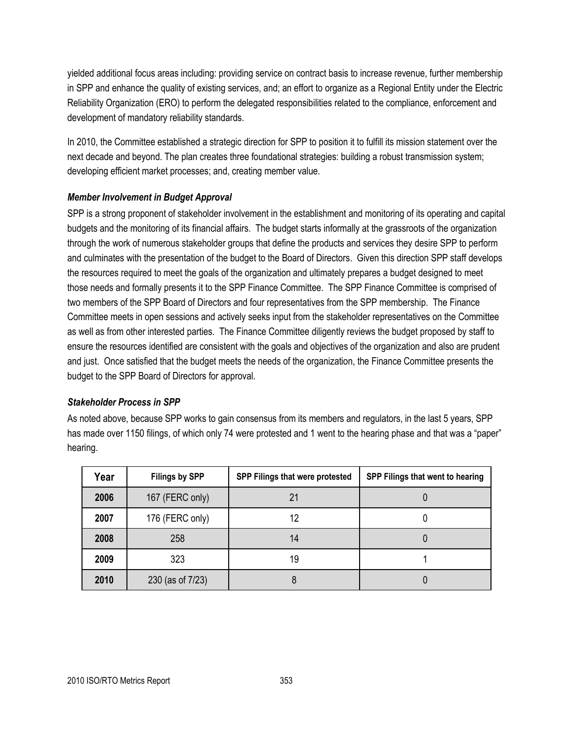yielded additional focus areas including: providing service on contract basis to increase revenue, further membership in SPP and enhance the quality of existing services, and; an effort to organize as a Regional Entity under the Electric Reliability Organization (ERO) to perform the delegated responsibilities related to the compliance, enforcement and development of mandatory reliability standards.

In 2010, the Committee established a strategic direction for SPP to position it to fulfill its mission statement over the next decade and beyond. The plan creates three foundational strategies: building a robust transmission system; developing efficient market processes; and, creating member value.

### *Member Involvement in Budget Approval*

SPP is a strong proponent of stakeholder involvement in the establishment and monitoring of its operating and capital budgets and the monitoring of its financial affairs. The budget starts informally at the grassroots of the organization through the work of numerous stakeholder groups that define the products and services they desire SPP to perform and culminates with the presentation of the budget to the Board of Directors. Given this direction SPP staff develops the resources required to meet the goals of the organization and ultimately prepares a budget designed to meet those needs and formally presents it to the SPP Finance Committee. The SPP Finance Committee is comprised of two members of the SPP Board of Directors and four representatives from the SPP membership. The Finance Committee meets in open sessions and actively seeks input from the stakeholder representatives on the Committee as well as from other interested parties. The Finance Committee diligently reviews the budget proposed by staff to ensure the resources identified are consistent with the goals and objectives of the organization and also are prudent and just. Once satisfied that the budget meets the needs of the organization, the Finance Committee presents the budget to the SPP Board of Directors for approval.

### *Stakeholder Process in SPP*

As noted above, because SPP works to gain consensus from its members and regulators, in the last 5 years, SPP has made over 1150 filings, of which only 74 were protested and 1 went to the hearing phase and that was a "paper" hearing.

| Year | Filings by SPP | SPP Filings that were protested | SPP Filings that went to hearing |
|---|---|---|---|
| **2006** | 167 (FERC only) | 21 | 0 |
| **2007** | 176 (FERC only) | 12 | 0 |
| **2008** | 258 | 14 | 0 |
| **2009** | 323 | 19 | 1 |
| **2010** | 230 (as of 7/23) | 8 | 0 |